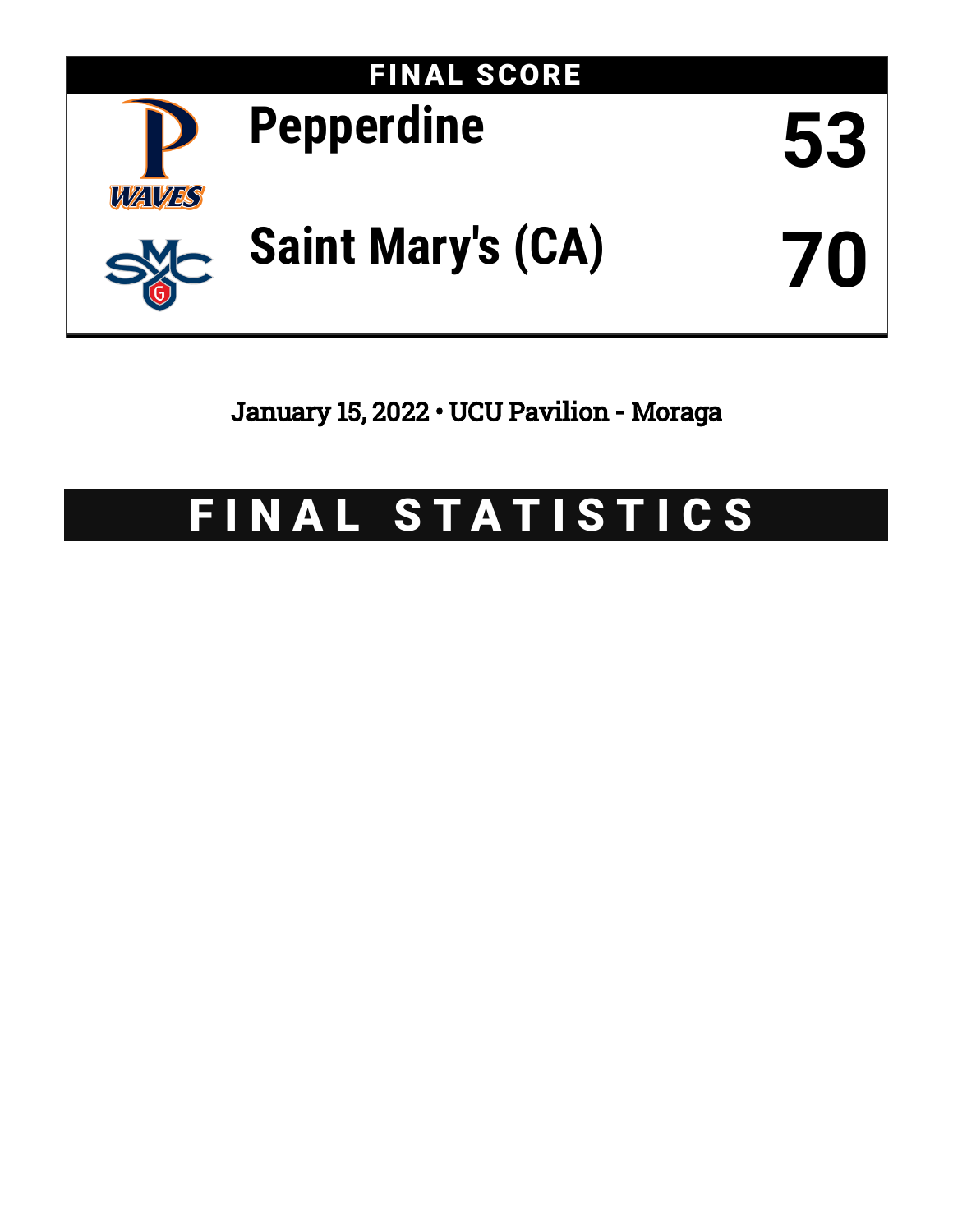## FINAL SCORE

| | |
|---|---|
| Pepperdine | 53 |
| Saint Mary's (CA) | 70 |

January 15, 2022 • UCU Pavilion - Moraga

# FINAL STATISTICS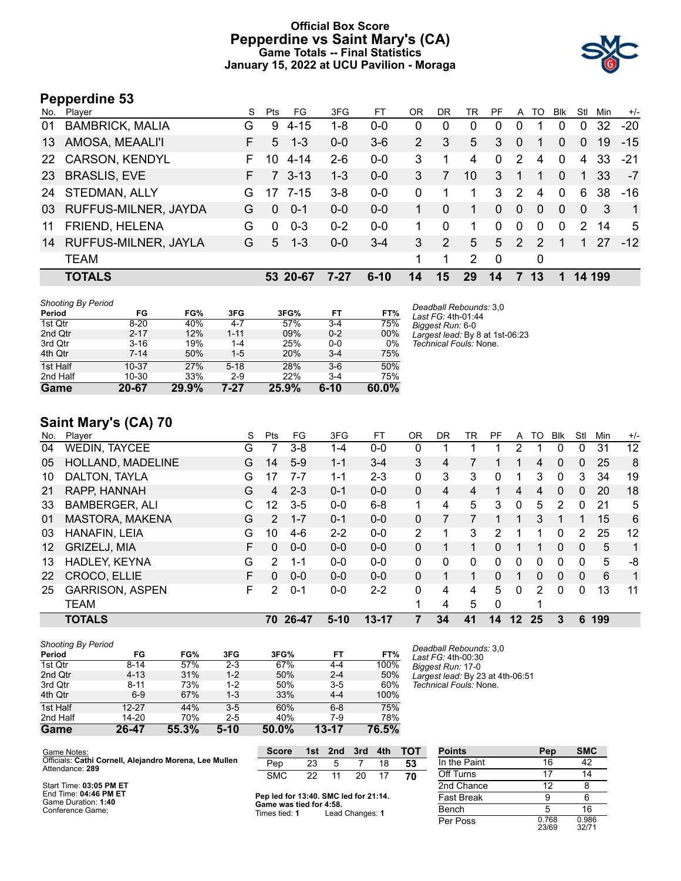# Official Box Score
## Pepperdine vs Saint Mary's (CA)
### Game Totals -- Final Statistics
### January 15, 2022 at UCU Pavilion - Moraga

## Pepperdine 53

| No. | Player | S | Pts | FG | 3FG | FT | OR | DR | TR | PF | A | TO | Blk | Stl | Min | +/- |
|---|---|---|---|---|---|---|---|---|---|---|---|---|---|---|---|---|
| 01 | BAMBRICK, MALIA | G | 9 | 4-15 | 1-8 | 0-0 | 0 | 0 | 0 | 0 | 0 | 1 | 0 | 0 | 32 | -20 |
| 13 | AMOSA, MEAALI'I | F | 5 | 1-3 | 0-0 | 3-6 | 2 | 3 | 5 | 3 | 0 | 1 | 0 | 0 | 19 | -15 |
| 22 | CARSON, KENDYL | F | 10 | 4-14 | 2-6 | 0-0 | 3 | 1 | 4 | 0 | 2 | 4 | 0 | 4 | 33 | -21 |
| 23 | BRASLIS, EVE | F | 7 | 3-13 | 1-3 | 0-0 | 3 | 7 | 10 | 3 | 1 | 1 | 0 | 1 | 33 | -7 |
| 24 | STEDMAN, ALLY | G | 17 | 7-15 | 3-8 | 0-0 | 0 | 1 | 1 | 3 | 2 | 4 | 0 | 6 | 38 | -16 |
| 03 | RUFFUS-MILNER, JAYDA | G | 0 | 0-1 | 0-0 | 0-0 | 1 | 0 | 1 | 0 | 0 | 0 | 0 | 0 | 3 | 1 |
| 11 | FRIEND, HELENA | G | 0 | 0-3 | 0-2 | 0-0 | 1 | 0 | 1 | 0 | 0 | 0 | 0 | 2 | 14 | 5 |
| 14 | RUFFUS-MILNER, JAYLA | G | 5 | 1-3 | 0-0 | 3-4 | 3 | 2 | 5 | 5 | 2 | 2 | 1 | 1 | 27 | -12 |
| | TEAM | | | | | | 1 | 1 | 2 | 0 | | 0 | | | | |
| | **TOTALS** | | **53** | **20-67** | **7-27** | **6-10** | **14** | **15** | **29** | **14** | **7** | **13** | **1** | **14** | **199** | |

*Shooting By Period*

| Period | FG | FG% | 3FG | 3FG% | FT | FT% |
|---|---|---|---|---|---|---|
| 1st Qtr | 8-20 | 40% | 4-7 | 57% | 3-4 | 75% |
| 2nd Qtr | 2-17 | 12% | 1-11 | 09% | 0-2 | 00% |
| 3rd Qtr | 3-16 | 19% | 1-4 | 25% | 0-0 | 0% |
| 4th Qtr | 7-14 | 50% | 1-5 | 20% | 3-4 | 75% |
| 1st Half | 10-37 | 27% | 5-18 | 28% | 3-6 | 50% |
| 2nd Half | 10-30 | 33% | 2-9 | 22% | 3-4 | 75% |
| **Game** | **20-67** | **29.9%** | **7-27** | **25.9%** | **6-10** | **60.0%** |

*Deadball Rebounds:* 3,0
*Last FG:* 4th-01:44
*Biggest Run:* 6-0
*Largest lead:* By 8 at 1st-06:23
*Technical Fouls:* None.

## Saint Mary's (CA) 70

| No. | Player | S | Pts | FG | 3FG | FT | OR | DR | TR | PF | A | TO | Blk | Stl | Min | +/- |
|---|---|---|---|---|---|---|---|---|---|---|---|---|---|---|---|---|
| 04 | WEDIN, TAYCEE | G | 7 | 3-8 | 1-4 | 0-0 | 0 | 1 | 1 | 1 | 2 | 1 | 0 | 0 | 31 | 12 |
| 05 | HOLLAND, MADELINE | G | 14 | 5-9 | 1-1 | 3-4 | 3 | 4 | 7 | 1 | 1 | 4 | 0 | 0 | 25 | 8 |
| 10 | DALTON, TAYLA | G | 17 | 7-7 | 1-1 | 2-3 | 0 | 3 | 3 | 0 | 1 | 3 | 0 | 3 | 34 | 19 |
| 21 | RAPP, HANNAH | G | 4 | 2-3 | 0-1 | 0-0 | 0 | 4 | 4 | 1 | 4 | 4 | 0 | 0 | 20 | 18 |
| 33 | BAMBERGER, ALI | C | 12 | 3-5 | 0-0 | 6-8 | 1 | 4 | 5 | 3 | 0 | 5 | 2 | 0 | 21 | 5 |
| 01 | MASTORA, MAKENA | G | 2 | 1-7 | 0-1 | 0-0 | 0 | 7 | 7 | 1 | 1 | 3 | 1 | 1 | 15 | 6 |
| 03 | HANAFIN, LEIA | G | 10 | 4-6 | 2-2 | 0-0 | 2 | 1 | 3 | 2 | 1 | 1 | 0 | 2 | 25 | 12 |
| 12 | GRIZELJ, MIA | F | 0 | 0-0 | 0-0 | 0-0 | 0 | 1 | 1 | 0 | 1 | 1 | 0 | 0 | 5 | 1 |
| 13 | HADLEY, KEYNA | G | 2 | 1-1 | 0-0 | 0-0 | 0 | 0 | 0 | 0 | 0 | 0 | 0 | 0 | 5 | -8 |
| 22 | CROCO, ELLIE | F | 0 | 0-0 | 0-0 | 0-0 | 0 | 1 | 1 | 0 | 1 | 0 | 0 | 0 | 6 | 1 |
| 25 | GARRISON, ASPEN | F | 2 | 0-1 | 0-0 | 2-2 | 0 | 4 | 4 | 5 | 0 | 2 | 0 | 0 | 13 | 11 |
| | TEAM | | | | | | 1 | 4 | 5 | 0 | | 1 | | | | |
| | **TOTALS** | | **70** | **26-47** | **5-10** | **13-17** | **7** | **34** | **41** | **14** | **12** | **25** | **3** | **6** | **199** | |

*Shooting By Period*

| Period | FG | FG% | 3FG | 3FG% | FT | FT% |
|---|---|---|---|---|---|---|
| 1st Qtr | 8-14 | 57% | 2-3 | 67% | 4-4 | 100% |
| 2nd Qtr | 4-13 | 31% | 1-2 | 50% | 2-4 | 50% |
| 3rd Qtr | 8-11 | 73% | 1-2 | 50% | 3-5 | 60% |
| 4th Qtr | 6-9 | 67% | 1-3 | 33% | 4-4 | 100% |
| 1st Half | 12-27 | 44% | 3-5 | 60% | 6-8 | 75% |
| 2nd Half | 14-20 | 70% | 2-5 | 40% | 7-9 | 78% |
| **Game** | **26-47** | **55.3%** | **5-10** | **50.0%** | **13-17** | **76.5%** |

*Deadball Rebounds:* 3,0
*Last FG:* 4th-00:30
*Biggest Run:* 17-0
*Largest lead:* By 23 at 4th-06:51
*Technical Fouls:* None.

Game Notes:
Officials: **Cathi Cornell, Alejandro Morena, Lee Mullen**
Attendance: **289**

Start Time: **03:05 PM ET**
End Time: **04:46 PM ET**
Game Duration: **1:40**
Conference Game;

| Score | 1st | 2nd | 3rd | 4th | TOT |
|---|---|---|---|---|---|
| Pep | 23 | 5 | 7 | 18 | **53** |
| SMC | 22 | 11 | 20 | 17 | **70** |

**Pep led for 13:40. SMC led for 21:14.**
**Game was tied for 4:58.**
Times tied: **1** Lead Changes: **1**

| Points | Pep | SMC |
|---|---|---|
| In the Paint | 16 | 42 |
| Off Turns | 17 | 14 |
| 2nd Chance | 12 | 8 |
| Fast Break | 9 | 6 |
| Bench | 5 | 16 |
| Per Poss | 0.768 23/69 | 0.986 32/71 |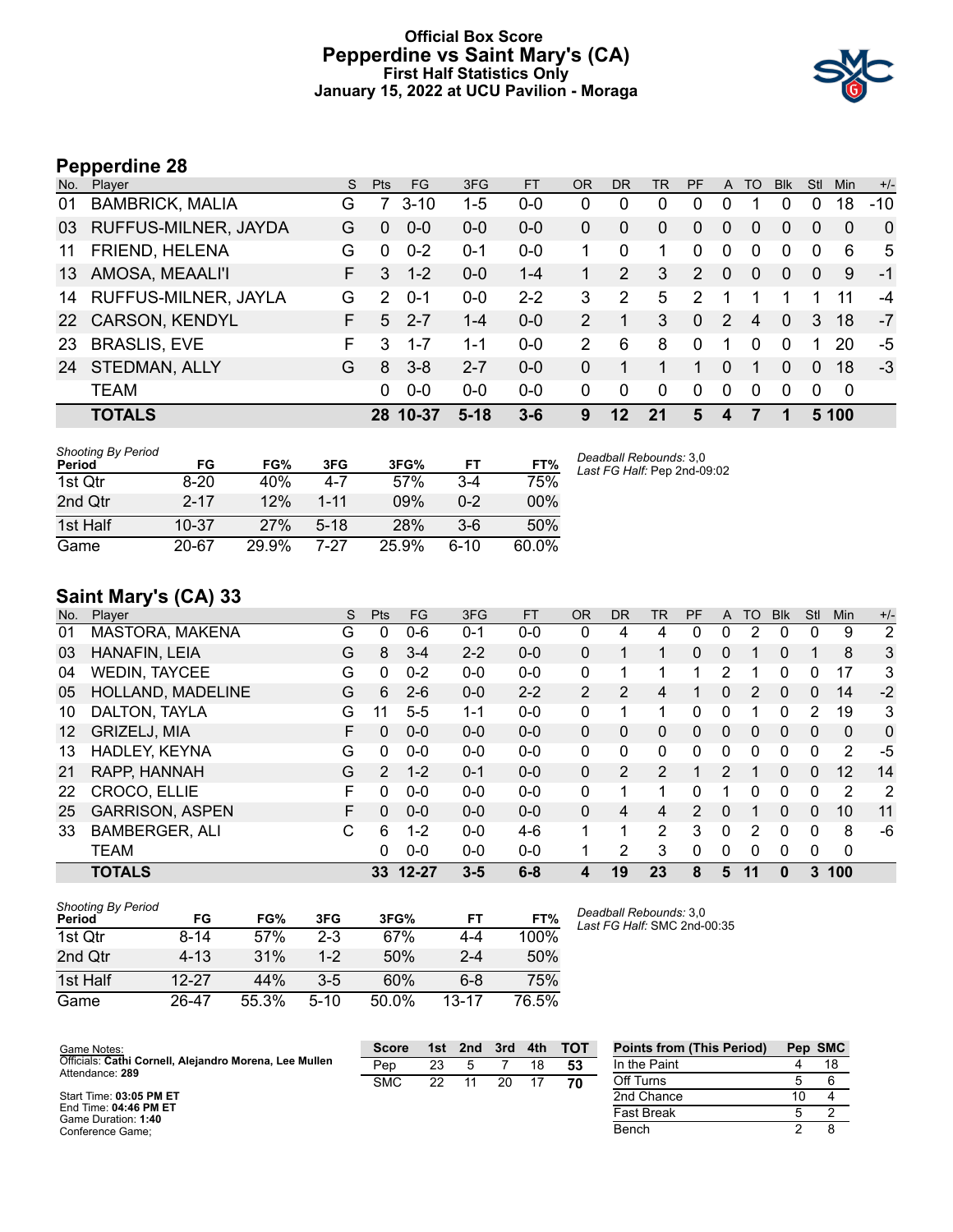# Official Box Score
## Pepperdine vs Saint Mary's (CA)
### First Half Statistics Only
### January 15, 2022 at UCU Pavilion - Moraga

## Pepperdine 28

| No. | Player | S | Pts | FG | 3FG | FT | OR | DR | TR | PF | A | TO | Blk | Stl | Min | +/- |
|---|---|---|---|---|---|---|---|---|---|---|---|---|---|---|---|---|
| 01 | BAMBRICK, MALIA | G | 7 | 3-10 | 1-5 | 0-0 | 0 | 0 | 0 | 0 | 0 | 1 | 0 | 0 | 18 | -10 |
| 03 | RUFFUS-MILNER, JAYDA | G | 0 | 0-0 | 0-0 | 0-0 | 0 | 0 | 0 | 0 | 0 | 0 | 0 | 0 | 0 | 0 |
| 11 | FRIEND, HELENA | G | 0 | 0-2 | 0-1 | 0-0 | 1 | 0 | 1 | 0 | 0 | 0 | 0 | 0 | 6 | 5 |
| 13 | AMOSA, MEAALI'I | F | 3 | 1-2 | 0-0 | 1-4 | 1 | 2 | 3 | 2 | 0 | 0 | 0 | 0 | 9 | -1 |
| 14 | RUFFUS-MILNER, JAYLA | G | 2 | 0-1 | 0-0 | 2-2 | 3 | 2 | 5 | 2 | 1 | 1 | 1 | 1 | 11 | -4 |
| 22 | CARSON, KENDYL | F | 5 | 2-7 | 1-4 | 0-0 | 2 | 1 | 3 | 0 | 2 | 4 | 0 | 3 | 18 | -7 |
| 23 | BRASLIS, EVE | F | 3 | 1-7 | 1-1 | 0-0 | 2 | 6 | 8 | 0 | 1 | 0 | 0 | 1 | 20 | -5 |
| 24 | STEDMAN, ALLY | G | 8 | 3-8 | 2-7 | 0-0 | 0 | 1 | 1 | 1 | 0 | 1 | 0 | 0 | 18 | -3 |
| | TEAM | | 0 | 0-0 | 0-0 | 0-0 | 0 | 0 | 0 | 0 | 0 | 0 | 0 | 0 | 0 | |
| | **TOTALS** | | **28** | **10-37** | **5-18** | **3-6** | **9** | **12** | **21** | **5** | **4** | **7** | **1** | **5** | **100** | |

*Shooting By Period*

| Period | FG | FG% | 3FG | 3FG% | FT | FT% |
|---|---|---|---|---|---|---|
| 1st Qtr | 8-20 | 40% | 4-7 | 57% | 3-4 | 75% |
| 2nd Qtr | 2-17 | 12% | 1-11 | 09% | 0-2 | 00% |
| 1st Half | 10-37 | 27% | 5-18 | 28% | 3-6 | 50% |
| Game | 20-67 | 29.9% | 7-27 | 25.9% | 6-10 | 60.0% |

*Deadball Rebounds:* 3,0
*Last FG Half:* Pep 2nd-09:02

## Saint Mary's (CA) 33

| No. | Player | S | Pts | FG | 3FG | FT | OR | DR | TR | PF | A | TO | Blk | Stl | Min | +/- |
|---|---|---|---|---|---|---|---|---|---|---|---|---|---|---|---|---|
| 01 | MASTORA, MAKENA | G | 0 | 0-6 | 0-1 | 0-0 | 0 | 4 | 4 | 0 | 0 | 2 | 0 | 0 | 9 | 2 |
| 03 | HANAFIN, LEIA | G | 8 | 3-4 | 2-2 | 0-0 | 0 | 1 | 1 | 0 | 0 | 1 | 0 | 1 | 8 | 3 |
| 04 | WEDIN, TAYCEE | G | 0 | 0-2 | 0-0 | 0-0 | 0 | 1 | 1 | 1 | 2 | 1 | 0 | 0 | 17 | 3 |
| 05 | HOLLAND, MADELINE | G | 6 | 2-6 | 0-0 | 2-2 | 2 | 2 | 4 | 1 | 0 | 2 | 0 | 0 | 14 | -2 |
| 10 | DALTON, TAYLA | G | 11 | 5-5 | 1-1 | 0-0 | 0 | 1 | 1 | 0 | 0 | 1 | 0 | 2 | 19 | 3 |
| 12 | GRIZELJ, MIA | F | 0 | 0-0 | 0-0 | 0-0 | 0 | 0 | 0 | 0 | 0 | 0 | 0 | 0 | 0 | 0 |
| 13 | HADLEY, KEYNA | G | 0 | 0-0 | 0-0 | 0-0 | 0 | 0 | 0 | 0 | 0 | 0 | 0 | 0 | 2 | -5 |
| 21 | RAPP, HANNAH | G | 2 | 1-2 | 0-1 | 0-0 | 0 | 2 | 2 | 1 | 2 | 1 | 0 | 0 | 12 | 14 |
| 22 | CROCO, ELLIE | F | 0 | 0-0 | 0-0 | 0-0 | 0 | 1 | 1 | 0 | 1 | 0 | 0 | 0 | 2 | 2 |
| 25 | GARRISON, ASPEN | F | 0 | 0-0 | 0-0 | 0-0 | 0 | 4 | 4 | 2 | 0 | 1 | 0 | 0 | 10 | 11 |
| 33 | BAMBERGER, ALI | C | 6 | 1-2 | 0-0 | 4-6 | 1 | 1 | 2 | 3 | 0 | 2 | 0 | 0 | 8 | -6 |
| | TEAM | | 0 | 0-0 | 0-0 | 0-0 | 1 | 2 | 3 | 0 | 0 | 0 | 0 | 0 | 0 | |
| | **TOTALS** | | **33** | **12-27** | **3-5** | **6-8** | **4** | **19** | **23** | **8** | **5** | **11** | **0** | **3** | **100** | |

*Shooting By Period*

| Period | FG | FG% | 3FG | 3FG% | FT | FT% |
|---|---|---|---|---|---|---|
| 1st Qtr | 8-14 | 57% | 2-3 | 67% | 4-4 | 100% |
| 2nd Qtr | 4-13 | 31% | 1-2 | 50% | 2-4 | 50% |
| 1st Half | 12-27 | 44% | 3-5 | 60% | 6-8 | 75% |
| Game | 26-47 | 55.3% | 5-10 | 50.0% | 13-17 | 76.5% |

*Deadball Rebounds:* 3,0
*Last FG Half:* SMC 2nd-00:35

Game Notes:
Officials: **Cathi Cornell, Alejandro Morena, Lee Mullen**
Attendance: **289**

Start Time: **03:05 PM ET**
End Time: **04:46 PM ET**
Game Duration: **1:40**
Conference Game;

| Score | 1st | 2nd | 3rd | 4th | TOT |
|---|---|---|---|---|---|
| Pep | 23 | 5 | 7 | 18 | **53** |
| SMC | 22 | 11 | 20 | 17 | **70** |

| Points from (This Period) | Pep | SMC |
|---|---|---|
| In the Paint | 4 | 18 |
| Off Turns | 5 | 6 |
| 2nd Chance | 10 | 4 |
| Fast Break | 5 | 2 |
| Bench | 2 | 8 |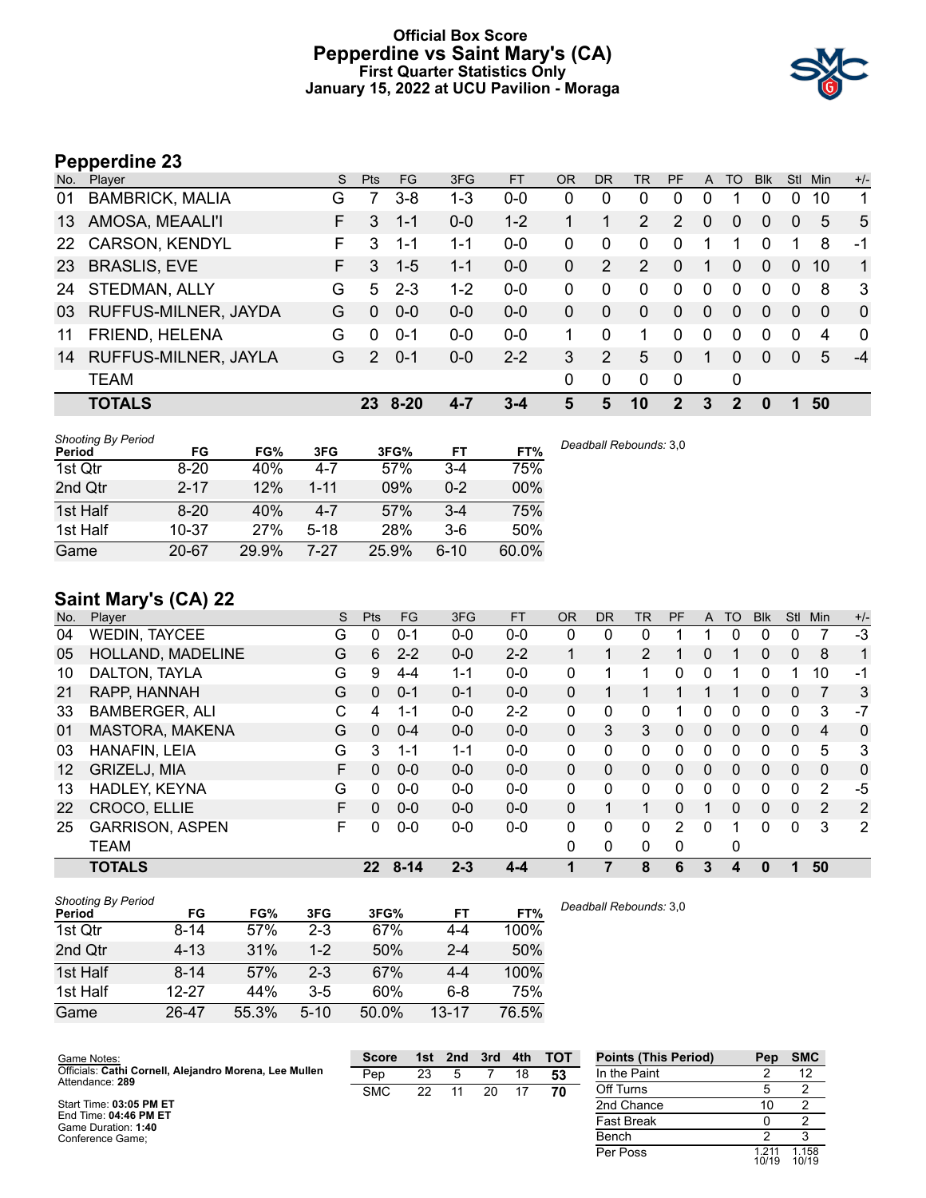# Official Box Score
## Pepperdine vs Saint Mary's (CA)
### First Quarter Statistics Only
### January 15, 2022 at UCU Pavilion - Moraga

## Pepperdine 23

| No. | Player | S | Pts | FG | 3FG | FT | OR | DR | TR | PF | A | TO | Blk | Stl | Min | +/- |
|---|---|---|---|---|---|---|---|---|---|---|---|---|---|---|---|---|
| 01 | BAMBRICK, MALIA | G | 7 | 3-8 | 1-3 | 0-0 | 0 | 0 | 0 | 0 | 0 | 1 | 0 | 0 | 10 | 1 |
| 13 | AMOSA, MEAALI'I | F | 3 | 1-1 | 0-0 | 1-2 | 1 | 1 | 2 | 2 | 0 | 0 | 0 | 0 | 5 | 5 |
| 22 | CARSON, KENDYL | F | 3 | 1-1 | 1-1 | 0-0 | 0 | 0 | 0 | 0 | 1 | 1 | 0 | 1 | 8 | -1 |
| 23 | BRASLIS, EVE | F | 3 | 1-5 | 1-1 | 0-0 | 0 | 2 | 2 | 0 | 1 | 0 | 0 | 0 | 10 | 1 |
| 24 | STEDMAN, ALLY | G | 5 | 2-3 | 1-2 | 0-0 | 0 | 0 | 0 | 0 | 0 | 0 | 0 | 0 | 8 | 3 |
| 03 | RUFFUS-MILNER, JAYDA | G | 0 | 0-0 | 0-0 | 0-0 | 0 | 0 | 0 | 0 | 0 | 0 | 0 | 0 | 0 | 0 |
| 11 | FRIEND, HELENA | G | 0 | 0-1 | 0-0 | 0-0 | 1 | 0 | 1 | 0 | 0 | 0 | 0 | 0 | 4 | 0 |
| 14 | RUFFUS-MILNER, JAYLA | G | 2 | 0-1 | 0-0 | 2-2 | 3 | 2 | 5 | 0 | 1 | 0 | 0 | 0 | 5 | -4 |
| | TEAM | | | | | | 0 | 0 | 0 | 0 | | 0 | | | | |
| | **TOTALS** | | **23** | **8-20** | **4-7** | **3-4** | **5** | **5** | **10** | **2** | **3** | **2** | **0** | **1** | **50** | |

*Shooting By Period*

| Period | FG | FG% | 3FG | 3FG% | FT | FT% |
|---|---|---|---|---|---|---|
| 1st Qtr | 8-20 | 40% | 4-7 | 57% | 3-4 | 75% |
| 2nd Qtr | 2-17 | 12% | 1-11 | 09% | 0-2 | 00% |
| 1st Half | 8-20 | 40% | 4-7 | 57% | 3-4 | 75% |
| 1st Half | 10-37 | 27% | 5-18 | 28% | 3-6 | 50% |
| Game | 20-67 | 29.9% | 7-27 | 25.9% | 6-10 | 60.0% |

*Deadball Rebounds:* 3,0

## Saint Mary's (CA) 22

| No. | Player | S | Pts | FG | 3FG | FT | OR | DR | TR | PF | A | TO | Blk | Stl | Min | +/- |
|---|---|---|---|---|---|---|---|---|---|---|---|---|---|---|---|---|
| 04 | WEDIN, TAYCEE | G | 0 | 0-1 | 0-0 | 0-0 | 0 | 0 | 0 | 1 | 1 | 0 | 0 | 0 | 7 | -3 |
| 05 | HOLLAND, MADELINE | G | 6 | 2-2 | 0-0 | 2-2 | 1 | 1 | 2 | 1 | 0 | 1 | 0 | 0 | 8 | 1 |
| 10 | DALTON, TAYLA | G | 9 | 4-4 | 1-1 | 0-0 | 0 | 1 | 1 | 0 | 0 | 1 | 0 | 1 | 10 | -1 |
| 21 | RAPP, HANNAH | G | 0 | 0-1 | 0-1 | 0-0 | 0 | 1 | 1 | 1 | 1 | 1 | 0 | 0 | 7 | 3 |
| 33 | BAMBERGER, ALI | C | 4 | 1-1 | 0-0 | 2-2 | 0 | 0 | 0 | 1 | 0 | 0 | 0 | 0 | 3 | -7 |
| 01 | MASTORA, MAKENA | G | 0 | 0-4 | 0-0 | 0-0 | 0 | 3 | 3 | 0 | 0 | 0 | 0 | 0 | 4 | 0 |
| 03 | HANAFIN, LEIA | G | 3 | 1-1 | 1-1 | 0-0 | 0 | 0 | 0 | 0 | 0 | 0 | 0 | 0 | 5 | 3 |
| 12 | GRIZELJ, MIA | F | 0 | 0-0 | 0-0 | 0-0 | 0 | 0 | 0 | 0 | 0 | 0 | 0 | 0 | 0 | 0 |
| 13 | HADLEY, KEYNA | G | 0 | 0-0 | 0-0 | 0-0 | 0 | 0 | 0 | 0 | 0 | 0 | 0 | 0 | 2 | -5 |
| 22 | CROCO, ELLIE | F | 0 | 0-0 | 0-0 | 0-0 | 0 | 1 | 1 | 0 | 1 | 0 | 0 | 0 | 2 | 2 |
| 25 | GARRISON, ASPEN | F | 0 | 0-0 | 0-0 | 0-0 | 0 | 0 | 0 | 2 | 0 | 1 | 0 | 0 | 3 | 2 |
| | TEAM | | | | | | 0 | 0 | 0 | 0 | | 0 | | | | |
| | **TOTALS** | | **22** | **8-14** | **2-3** | **4-4** | **1** | **7** | **8** | **6** | **3** | **4** | **0** | **1** | **50** | |

*Shooting By Period*

| Period | FG | FG% | 3FG | 3FG% | FT | FT% |
|---|---|---|---|---|---|---|
| 1st Qtr | 8-14 | 57% | 2-3 | 67% | 4-4 | 100% |
| 2nd Qtr | 4-13 | 31% | 1-2 | 50% | 2-4 | 50% |
| 1st Half | 8-14 | 57% | 2-3 | 67% | 4-4 | 100% |
| 1st Half | 12-27 | 44% | 3-5 | 60% | 6-8 | 75% |
| Game | 26-47 | 55.3% | 5-10 | 50.0% | 13-17 | 76.5% |

*Deadball Rebounds:* 3,0

Game Notes:
Officials: **Cathi Cornell, Alejandro Morena, Lee Mullen**
Attendance: **289**

Start Time: **03:05 PM ET**
End Time: **04:46 PM ET**
Game Duration: **1:40**
Conference Game;

| Score | 1st | 2nd | 3rd | 4th | TOT |
|---|---|---|---|---|---|
| Pep | 23 | 5 | 7 | 18 | **53** |
| SMC | 22 | 11 | 20 | 17 | **70** |

| Points (This Period) | Pep | SMC |
|---|---|---|
| In the Paint | 2 | 12 |
| Off Turns | 5 | 2 |
| 2nd Chance | 10 | 2 |
| Fast Break | 0 | 2 |
| Bench | 2 | 3 |
| Per Poss | 1.211 10/19 | 1.158 10/19 |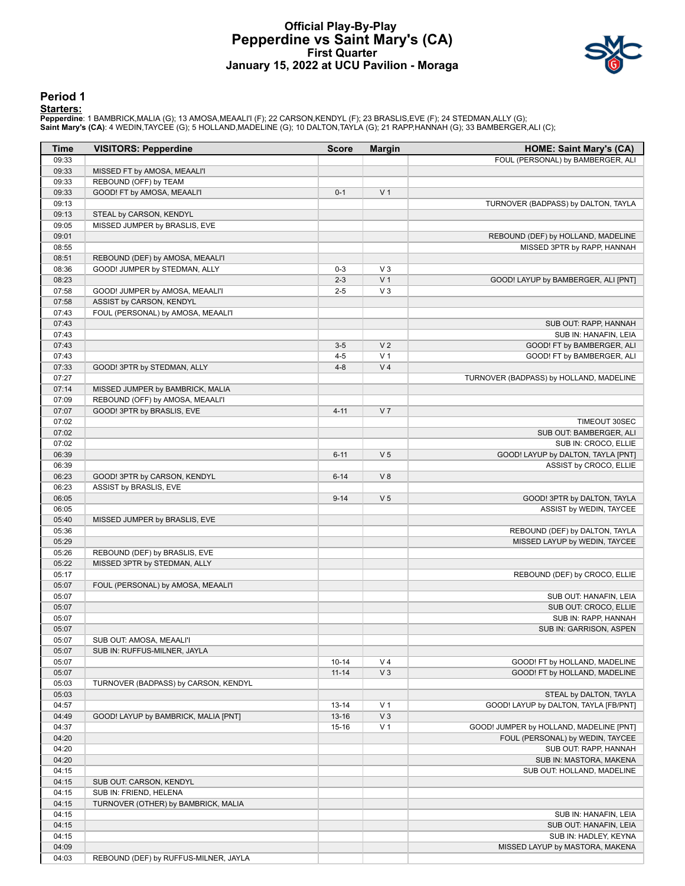# Official Play-By-Play
## Pepperdine vs Saint Mary's (CA)
### First Quarter
### January 15, 2022 at UCU Pavilion - Moraga

## Period 1

**Starters:**

**Pepperdine**: 1 BAMBRICK,MALIA (G); 13 AMOSA,MEAALI'I (F); 22 CARSON,KENDYL (F); 23 BRASLIS,EVE (F); 24 STEDMAN,ALLY (G);
**Saint Mary's (CA)**: 4 WEDIN,TAYCEE (G); 5 HOLLAND,MADELINE (G); 10 DALTON,TAYLA (G); 21 RAPP,HANNAH (G); 33 BAMBERGER,ALI (C);

| Time | VISITORS: Pepperdine | Score | Margin | HOME: Saint Mary's (CA) |
|---|---|---|---|---|
| 09:33 | | | | FOUL (PERSONAL) by BAMBERGER, ALI |
| 09:33 | MISSED FT by AMOSA, MEAALI'I | | | |
| 09:33 | REBOUND (OFF) by TEAM | | | |
| 09:33 | GOOD! FT by AMOSA, MEAALI'I | 0-1 | V 1 | |
| 09:13 | | | | TURNOVER (BADPASS) by DALTON, TAYLA |
| 09:13 | STEAL by CARSON, KENDYL | | | |
| 09:05 | MISSED JUMPER by BRASLIS, EVE | | | |
| 09:01 | | | | REBOUND (DEF) by HOLLAND, MADELINE |
| 08:55 | | | | MISSED 3PTR by RAPP, HANNAH |
| 08:51 | REBOUND (DEF) by AMOSA, MEAALI'I | | | |
| 08:36 | GOOD! JUMPER by STEDMAN, ALLY | 0-3 | V 3 | |
| 08:23 | | 2-3 | V 1 | GOOD! LAYUP by BAMBERGER, ALI [PNT] |
| 07:58 | GOOD! JUMPER by AMOSA, MEAALI'I | 2-5 | V 3 | |
| 07:58 | ASSIST by CARSON, KENDYL | | | |
| 07:43 | FOUL (PERSONAL) by AMOSA, MEAALI'I | | | |
| 07:43 | | | | SUB OUT: RAPP, HANNAH |
| 07:43 | | | | SUB IN: HANAFIN, LEIA |
| 07:43 | | 3-5 | V 2 | GOOD! FT by BAMBERGER, ALI |
| 07:43 | | 4-5 | V 1 | GOOD! FT by BAMBERGER, ALI |
| 07:33 | GOOD! 3PTR by STEDMAN, ALLY | 4-8 | V 4 | |
| 07:27 | | | | TURNOVER (BADPASS) by HOLLAND, MADELINE |
| 07:14 | MISSED JUMPER by BAMBRICK, MALIA | | | |
| 07:09 | REBOUND (OFF) by AMOSA, MEAALI'I | | | |
| 07:07 | GOOD! 3PTR by BRASLIS, EVE | 4-11 | V 7 | |
| 07:02 | | | | TIMEOUT 30SEC |
| 07:02 | | | | SUB OUT: BAMBERGER, ALI |
| 07:02 | | | | SUB IN: CROCO, ELLIE |
| 06:39 | | 6-11 | V 5 | GOOD! LAYUP by DALTON, TAYLA [PNT] |
| 06:39 | | | | ASSIST by CROCO, ELLIE |
| 06:23 | GOOD! 3PTR by CARSON, KENDYL | 6-14 | V 8 | |
| 06:23 | ASSIST by BRASLIS, EVE | | | |
| 06:05 | | 9-14 | V 5 | GOOD! 3PTR by DALTON, TAYLA |
| 06:05 | | | | ASSIST by WEDIN, TAYCEE |
| 05:40 | MISSED JUMPER by BRASLIS, EVE | | | |
| 05:36 | | | | REBOUND (DEF) by DALTON, TAYLA |
| 05:29 | | | | MISSED LAYUP by WEDIN, TAYCEE |
| 05:26 | REBOUND (DEF) by BRASLIS, EVE | | | |
| 05:22 | MISSED 3PTR by STEDMAN, ALLY | | | |
| 05:17 | | | | REBOUND (DEF) by CROCO, ELLIE |
| 05:07 | FOUL (PERSONAL) by AMOSA, MEAALI'I | | | |
| 05:07 | | | | SUB OUT: HANAFIN, LEIA |
| 05:07 | | | | SUB OUT: CROCO, ELLIE |
| 05:07 | | | | SUB IN: RAPP, HANNAH |
| 05:07 | | | | SUB IN: GARRISON, ASPEN |
| 05:07 | SUB OUT: AMOSA, MEAALI'I | | | |
| 05:07 | SUB IN: RUFFUS-MILNER, JAYLA | | | |
| 05:07 | | 10-14 | V 4 | GOOD! FT by HOLLAND, MADELINE |
| 05:07 | | 11-14 | V 3 | GOOD! FT by HOLLAND, MADELINE |
| 05:03 | TURNOVER (BADPASS) by CARSON, KENDYL | | | |
| 05:03 | | | | STEAL by DALTON, TAYLA |
| 04:57 | | 13-14 | V 1 | GOOD! LAYUP by DALTON, TAYLA [FB/PNT] |
| 04:49 | GOOD! LAYUP by BAMBRICK, MALIA [PNT] | 13-16 | V 3 | |
| 04:37 | | 15-16 | V 1 | GOOD! JUMPER by HOLLAND, MADELINE [PNT] |
| 04:20 | | | | FOUL (PERSONAL) by WEDIN, TAYCEE |
| 04:20 | | | | SUB OUT: RAPP, HANNAH |
| 04:20 | | | | SUB IN: MASTORA, MAKENA |
| 04:15 | | | | SUB OUT: HOLLAND, MADELINE |
| 04:15 | SUB OUT: CARSON, KENDYL | | | |
| 04:15 | SUB IN: FRIEND, HELENA | | | |
| 04:15 | TURNOVER (OTHER) by BAMBRICK, MALIA | | | |
| 04:15 | | | | SUB IN: HANAFIN, LEIA |
| 04:15 | | | | SUB OUT: HANAFIN, LEIA |
| 04:15 | | | | SUB IN: HADLEY, KEYNA |
| 04:09 | | | | MISSED LAYUP by MASTORA, MAKENA |
| 04:03 | REBOUND (DEF) by RUFFUS-MILNER, JAYLA | | | |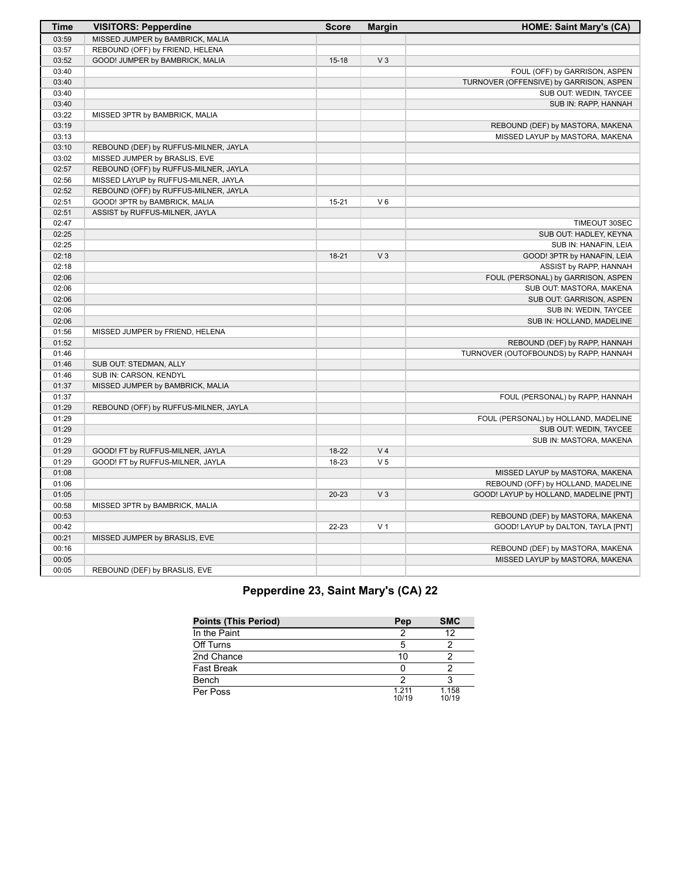| Time | VISITORS: Pepperdine | Score | Margin | HOME: Saint Mary's (CA) |
|---|---|---|---|---|
| 03:59 | MISSED JUMPER by BAMBRICK, MALIA | | | |
| 03:57 | REBOUND (OFF) by FRIEND, HELENA | | | |
| 03:52 | GOOD! JUMPER by BAMBRICK, MALIA | 15-18 | V 3 | |
| 03:40 | | | | FOUL (OFF) by GARRISON, ASPEN |
| 03:40 | | | | TURNOVER (OFFENSIVE) by GARRISON, ASPEN |
| 03:40 | | | | SUB OUT: WEDIN, TAYCEE |
| 03:40 | | | | SUB IN: RAPP, HANNAH |
| 03:22 | MISSED 3PTR by BAMBRICK, MALIA | | | |
| 03:19 | | | | REBOUND (DEF) by MASTORA, MAKENA |
| 03:13 | | | | MISSED LAYUP by MASTORA, MAKENA |
| 03:10 | REBOUND (DEF) by RUFFUS-MILNER, JAYLA | | | |
| 03:02 | MISSED JUMPER by BRASLIS, EVE | | | |
| 02:57 | REBOUND (OFF) by RUFFUS-MILNER, JAYLA | | | |
| 02:56 | MISSED LAYUP by RUFFUS-MILNER, JAYLA | | | |
| 02:52 | REBOUND (OFF) by RUFFUS-MILNER, JAYLA | | | |
| 02:51 | GOOD! 3PTR by BAMBRICK, MALIA | 15-21 | V 6 | |
| 02:51 | ASSIST by RUFFUS-MILNER, JAYLA | | | |
| 02:47 | | | | TIMEOUT 30SEC |
| 02:25 | | | | SUB OUT: HADLEY, KEYNA |
| 02:25 | | | | SUB IN: HANAFIN, LEIA |
| 02:18 | | 18-21 | V 3 | GOOD! 3PTR by HANAFIN, LEIA |
| 02:18 | | | | ASSIST by RAPP, HANNAH |
| 02:06 | | | | FOUL (PERSONAL) by GARRISON, ASPEN |
| 02:06 | | | | SUB OUT: MASTORA, MAKENA |
| 02:06 | | | | SUB OUT: GARRISON, ASPEN |
| 02:06 | | | | SUB IN: WEDIN, TAYCEE |
| 02:06 | | | | SUB IN: HOLLAND, MADELINE |
| 01:56 | MISSED JUMPER by FRIEND, HELENA | | | |
| 01:52 | | | | REBOUND (DEF) by RAPP, HANNAH |
| 01:46 | | | | TURNOVER (OUTOFBOUNDS) by RAPP, HANNAH |
| 01:46 | SUB OUT: STEDMAN, ALLY | | | |
| 01:46 | SUB IN: CARSON, KENDYL | | | |
| 01:37 | MISSED JUMPER by BAMBRICK, MALIA | | | |
| 01:37 | | | | FOUL (PERSONAL) by RAPP, HANNAH |
| 01:29 | REBOUND (OFF) by RUFFUS-MILNER, JAYLA | | | |
| 01:29 | | | | FOUL (PERSONAL) by HOLLAND, MADELINE |
| 01:29 | | | | SUB OUT: WEDIN, TAYCEE |
| 01:29 | | | | SUB IN: MASTORA, MAKENA |
| 01:29 | GOOD! FT by RUFFUS-MILNER, JAYLA | 18-22 | V 4 | |
| 01:29 | GOOD! FT by RUFFUS-MILNER, JAYLA | 18-23 | V 5 | |
| 01:08 | | | | MISSED LAYUP by MASTORA, MAKENA |
| 01:06 | | | | REBOUND (OFF) by HOLLAND, MADELINE |
| 01:05 | | 20-23 | V 3 | GOOD! LAYUP by HOLLAND, MADELINE [PNT] |
| 00:58 | MISSED 3PTR by BAMBRICK, MALIA | | | |
| 00:53 | | | | REBOUND (DEF) by MASTORA, MAKENA |
| 00:42 | | 22-23 | V 1 | GOOD! LAYUP by DALTON, TAYLA [PNT] |
| 00:21 | MISSED JUMPER by BRASLIS, EVE | | | |
| 00:16 | | | | REBOUND (DEF) by MASTORA, MAKENA |
| 00:05 | | | | MISSED LAYUP by MASTORA, MAKENA |
| 00:05 | REBOUND (DEF) by BRASLIS, EVE | | | |

## Pepperdine 23, Saint Mary's (CA) 22

| Points (This Period) | Pep | SMC |
|---|---|---|
| In the Paint | 2 | 12 |
| Off Turns | 5 | 2 |
| 2nd Chance | 10 | 2 |
| Fast Break | 0 | 2 |
| Bench | 2 | 3 |
| Per Poss | 1.211 10/19 | 1.158 10/19 |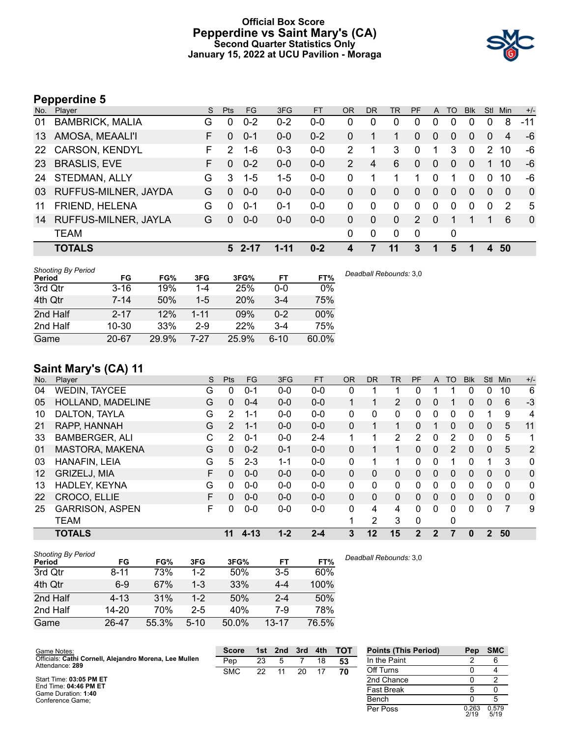# Official Box Score
## Pepperdine vs Saint Mary's (CA)
### Second Quarter Statistics Only
### January 15, 2022 at UCU Pavilion - Moraga

## Pepperdine 5

| No. | Player | S | Pts | FG | 3FG | FT | OR | DR | TR | PF | A | TO | Blk | Stl | Min | +/- |
|---|---|---|---|---|---|---|---|---|---|---|---|---|---|---|---|---|
| 01 | BAMBRICK, MALIA | G | 0 | 0-2 | 0-2 | 0-0 | 0 | 0 | 0 | 0 | 0 | 0 | 0 | 0 | 8 | -11 |
| 13 | AMOSA, MEAALI'I | F | 0 | 0-1 | 0-0 | 0-2 | 0 | 1 | 1 | 0 | 0 | 0 | 0 | 0 | 4 | -6 |
| 22 | CARSON, KENDYL | F | 2 | 1-6 | 0-3 | 0-0 | 2 | 1 | 3 | 0 | 1 | 3 | 0 | 2 | 10 | -6 |
| 23 | BRASLIS, EVE | F | 0 | 0-2 | 0-0 | 0-0 | 2 | 4 | 6 | 0 | 0 | 0 | 0 | 1 | 10 | -6 |
| 24 | STEDMAN, ALLY | G | 3 | 1-5 | 1-5 | 0-0 | 0 | 1 | 1 | 1 | 0 | 1 | 0 | 0 | 10 | -6 |
| 03 | RUFFUS-MILNER, JAYDA | G | 0 | 0-0 | 0-0 | 0-0 | 0 | 0 | 0 | 0 | 0 | 0 | 0 | 0 | 0 | 0 |
| 11 | FRIEND, HELENA | G | 0 | 0-1 | 0-1 | 0-0 | 0 | 0 | 0 | 0 | 0 | 0 | 0 | 0 | 2 | 5 |
| 14 | RUFFUS-MILNER, JAYLA | G | 0 | 0-0 | 0-0 | 0-0 | 0 | 0 | 0 | 2 | 0 | 1 | 1 | 1 | 6 | 0 |
| | TEAM | | | | | | 0 | 0 | 0 | 0 | | 0 | | | | |
| | **TOTALS** | | **5** | **2-17** | **1-11** | **0-2** | **4** | **7** | **11** | **3** | **1** | **5** | **1** | **4** | **50** | |

*Shooting By Period*

| Period | FG | FG% | 3FG | 3FG% | FT | FT% |
|---|---|---|---|---|---|---|
| 3rd Qtr | 3-16 | 19% | 1-4 | 25% | 0-0 | 0% |
| 4th Qtr | 7-14 | 50% | 1-5 | 20% | 3-4 | 75% |
| 2nd Half | 2-17 | 12% | 1-11 | 09% | 0-2 | 00% |
| 2nd Half | 10-30 | 33% | 2-9 | 22% | 3-4 | 75% |
| Game | 20-67 | 29.9% | 7-27 | 25.9% | 6-10 | 60.0% |

*Deadball Rebounds:* 3,0

## Saint Mary's (CA) 11

| No. | Player | S | Pts | FG | 3FG | FT | OR | DR | TR | PF | A | TO | Blk | Stl | Min | +/- |
|---|---|---|---|---|---|---|---|---|---|---|---|---|---|---|---|---|
| 04 | WEDIN, TAYCEE | G | 0 | 0-1 | 0-0 | 0-0 | 0 | 1 | 1 | 0 | 1 | 1 | 0 | 0 | 10 | 6 |
| 05 | HOLLAND, MADELINE | G | 0 | 0-4 | 0-0 | 0-0 | 1 | 1 | 2 | 0 | 0 | 1 | 0 | 0 | 6 | -3 |
| 10 | DALTON, TAYLA | G | 2 | 1-1 | 0-0 | 0-0 | 0 | 0 | 0 | 0 | 0 | 0 | 0 | 1 | 9 | 4 |
| 21 | RAPP, HANNAH | G | 2 | 1-1 | 0-0 | 0-0 | 0 | 1 | 1 | 0 | 1 | 0 | 0 | 0 | 5 | 11 |
| 33 | BAMBERGER, ALI | C | 2 | 0-1 | 0-0 | 2-4 | 1 | 1 | 2 | 2 | 0 | 2 | 0 | 0 | 5 | 1 |
| 01 | MASTORA, MAKENA | G | 0 | 0-2 | 0-1 | 0-0 | 0 | 1 | 1 | 0 | 0 | 2 | 0 | 0 | 5 | 2 |
| 03 | HANAFIN, LEIA | G | 5 | 2-3 | 1-1 | 0-0 | 0 | 1 | 1 | 0 | 0 | 1 | 0 | 1 | 3 | 0 |
| 12 | GRIZELJ, MIA | F | 0 | 0-0 | 0-0 | 0-0 | 0 | 0 | 0 | 0 | 0 | 0 | 0 | 0 | 0 | 0 |
| 13 | HADLEY, KEYNA | G | 0 | 0-0 | 0-0 | 0-0 | 0 | 0 | 0 | 0 | 0 | 0 | 0 | 0 | 0 | 0 |
| 22 | CROCO, ELLIE | F | 0 | 0-0 | 0-0 | 0-0 | 0 | 0 | 0 | 0 | 0 | 0 | 0 | 0 | 0 | 0 |
| 25 | GARRISON, ASPEN | F | 0 | 0-0 | 0-0 | 0-0 | 0 | 4 | 4 | 0 | 0 | 0 | 0 | 0 | 7 | 9 |
| | TEAM | | | | | | 1 | 2 | 3 | 0 | | 0 | | | | |
| | **TOTALS** | | **11** | **4-13** | **1-2** | **2-4** | **3** | **12** | **15** | **2** | **2** | **7** | **0** | **2** | **50** | |

*Shooting By Period*

| Period | FG | FG% | 3FG | 3FG% | FT | FT% |
|---|---|---|---|---|---|---|
| 3rd Qtr | 8-11 | 73% | 1-2 | 50% | 3-5 | 60% |
| 4th Qtr | 6-9 | 67% | 1-3 | 33% | 4-4 | 100% |
| 2nd Half | 4-13 | 31% | 1-2 | 50% | 2-4 | 50% |
| 2nd Half | 14-20 | 70% | 2-5 | 40% | 7-9 | 78% |
| Game | 26-47 | 55.3% | 5-10 | 50.0% | 13-17 | 76.5% |

*Deadball Rebounds:* 3,0

Game Notes:
Officials: **Cathi Cornell, Alejandro Morena, Lee Mullen**
Attendance: **289**

Start Time: **03:05 PM ET**
End Time: **04:46 PM ET**
Game Duration: **1:40**
Conference Game;

| Score | 1st | 2nd | 3rd | 4th | TOT |
|---|---|---|---|---|---|
| Pep | 23 | 5 | 7 | 18 | **53** |
| SMC | 22 | 11 | 20 | 17 | **70** |

| Points (This Period) | Pep | SMC |
|---|---|---|
| In the Paint | 2 | 6 |
| Off Turns | 0 | 4 |
| 2nd Chance | 0 | 2 |
| Fast Break | 5 | 0 |
| Bench | 0 | 5 |
| Per Poss | 0.263 2/19 | 0.579 5/19 |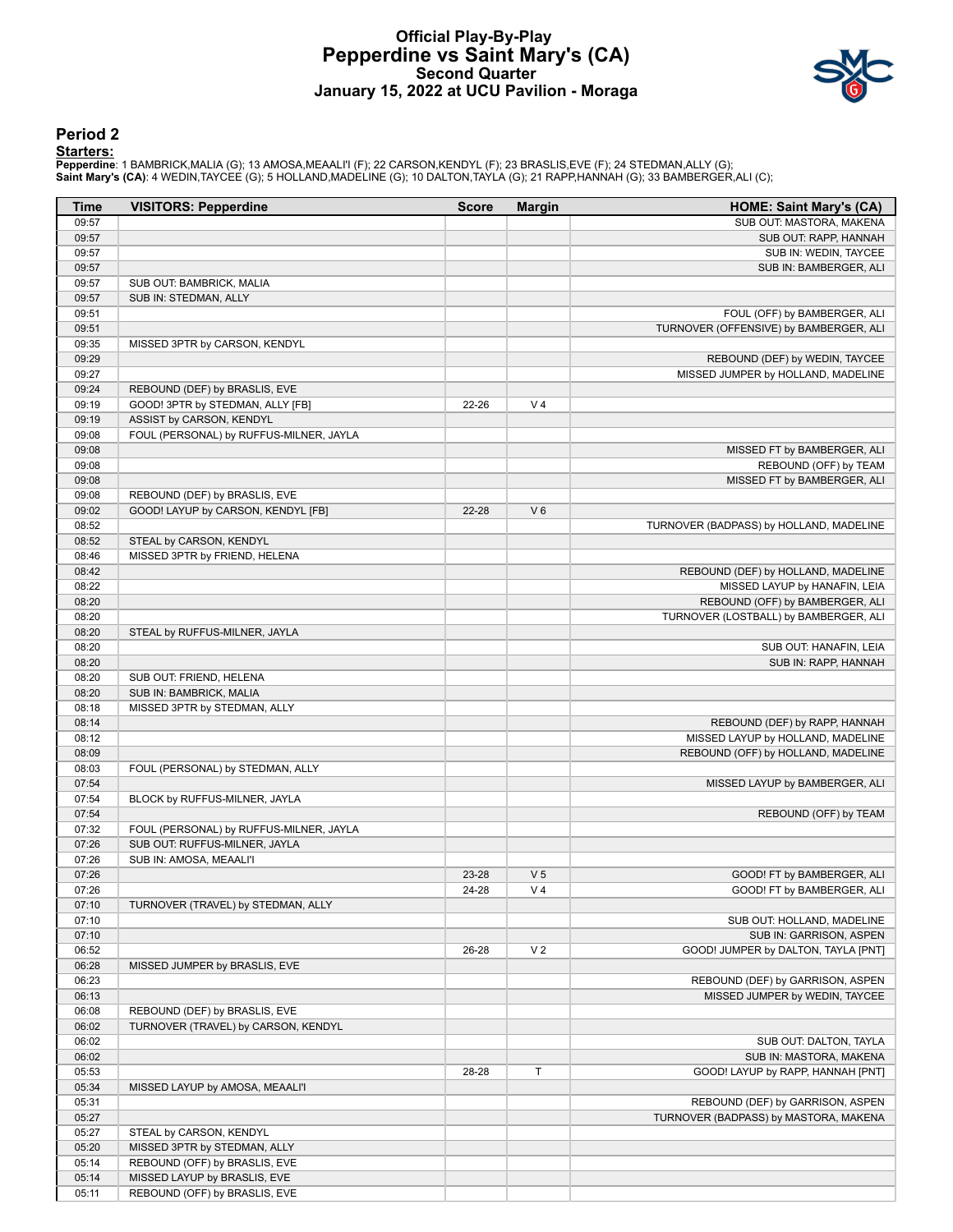# Official Play-By-Play
## Pepperdine vs Saint Mary's (CA)
### Second Quarter
### January 15, 2022 at UCU Pavilion - Moraga

## Period 2

**Starters:**

**Pepperdine**: 1 BAMBRICK,MALIA (G); 13 AMOSA,MEAALI'I (F); 22 CARSON,KENDYL (F); 23 BRASLIS,EVE (F); 24 STEDMAN,ALLY (G);
**Saint Mary's (CA)**: 4 WEDIN,TAYCEE (G); 5 HOLLAND,MADELINE (G); 10 DALTON,TAYLA (G); 21 RAPP,HANNAH (G); 33 BAMBERGER,ALI (C);

| Time | VISITORS: Pepperdine | Score | Margin | HOME: Saint Mary's (CA) |
|---|---|---|---|---|
| 09:57 | | | | SUB OUT: MASTORA, MAKENA |
| 09:57 | | | | SUB OUT: RAPP, HANNAH |
| 09:57 | | | | SUB IN: WEDIN, TAYCEE |
| 09:57 | | | | SUB IN: BAMBERGER, ALI |
| 09:57 | SUB OUT: BAMBRICK, MALIA | | | |
| 09:57 | SUB IN: STEDMAN, ALLY | | | |
| 09:51 | | | | FOUL (OFF) by BAMBERGER, ALI |
| 09:51 | | | | TURNOVER (OFFENSIVE) by BAMBERGER, ALI |
| 09:35 | MISSED 3PTR by CARSON, KENDYL | | | |
| 09:29 | | | | REBOUND (DEF) by WEDIN, TAYCEE |
| 09:27 | | | | MISSED JUMPER by HOLLAND, MADELINE |
| 09:24 | REBOUND (DEF) by BRASLIS, EVE | | | |
| 09:19 | GOOD! 3PTR by STEDMAN, ALLY [FB] | 22-26 | V 4 | |
| 09:19 | ASSIST by CARSON, KENDYL | | | |
| 09:08 | FOUL (PERSONAL) by RUFFUS-MILNER, JAYLA | | | |
| 09:08 | | | | MISSED FT by BAMBERGER, ALI |
| 09:08 | | | | REBOUND (OFF) by TEAM |
| 09:08 | | | | MISSED FT by BAMBERGER, ALI |
| 09:08 | REBOUND (DEF) by BRASLIS, EVE | | | |
| 09:02 | GOOD! LAYUP by CARSON, KENDYL [FB] | 22-28 | V 6 | |
| 08:52 | | | | TURNOVER (BADPASS) by HOLLAND, MADELINE |
| 08:52 | STEAL by CARSON, KENDYL | | | |
| 08:46 | MISSED 3PTR by FRIEND, HELENA | | | |
| 08:42 | | | | REBOUND (DEF) by HOLLAND, MADELINE |
| 08:22 | | | | MISSED LAYUP by HANAFIN, LEIA |
| 08:20 | | | | REBOUND (OFF) by BAMBERGER, ALI |
| 08:20 | | | | TURNOVER (LOSTBALL) by BAMBERGER, ALI |
| 08:20 | STEAL by RUFFUS-MILNER, JAYLA | | | |
| 08:20 | | | | SUB OUT: HANAFIN, LEIA |
| 08:20 | | | | SUB IN: RAPP, HANNAH |
| 08:20 | SUB OUT: FRIEND, HELENA | | | |
| 08:20 | SUB IN: BAMBRICK, MALIA | | | |
| 08:18 | MISSED 3PTR by STEDMAN, ALLY | | | |
| 08:14 | | | | REBOUND (DEF) by RAPP, HANNAH |
| 08:12 | | | | MISSED LAYUP by HOLLAND, MADELINE |
| 08:09 | | | | REBOUND (OFF) by HOLLAND, MADELINE |
| 08:03 | FOUL (PERSONAL) by STEDMAN, ALLY | | | |
| 07:54 | | | | MISSED LAYUP by BAMBERGER, ALI |
| 07:54 | BLOCK by RUFFUS-MILNER, JAYLA | | | |
| 07:54 | | | | REBOUND (OFF) by TEAM |
| 07:32 | FOUL (PERSONAL) by RUFFUS-MILNER, JAYLA | | | |
| 07:26 | SUB OUT: RUFFUS-MILNER, JAYLA | | | |
| 07:26 | SUB IN: AMOSA, MEAALI'I | | | |
| 07:26 | | 23-28 | V 5 | GOOD! FT by BAMBERGER, ALI |
| 07:26 | | 24-28 | V 4 | GOOD! FT by BAMBERGER, ALI |
| 07:10 | TURNOVER (TRAVEL) by STEDMAN, ALLY | | | |
| 07:10 | | | | SUB OUT: HOLLAND, MADELINE |
| 07:10 | | | | SUB IN: GARRISON, ASPEN |
| 06:52 | | 26-28 | V 2 | GOOD! JUMPER by DALTON, TAYLA [PNT] |
| 06:28 | MISSED JUMPER by BRASLIS, EVE | | | |
| 06:23 | | | | REBOUND (DEF) by GARRISON, ASPEN |
| 06:13 | | | | MISSED JUMPER by WEDIN, TAYCEE |
| 06:08 | REBOUND (DEF) by BRASLIS, EVE | | | |
| 06:02 | TURNOVER (TRAVEL) by CARSON, KENDYL | | | |
| 06:02 | | | | SUB OUT: DALTON, TAYLA |
| 06:02 | | | | SUB IN: MASTORA, MAKENA |
| 05:53 | | 28-28 | T | GOOD! LAYUP by RAPP, HANNAH [PNT] |
| 05:34 | MISSED LAYUP by AMOSA, MEAALI'I | | | |
| 05:31 | | | | REBOUND (DEF) by GARRISON, ASPEN |
| 05:27 | | | | TURNOVER (BADPASS) by MASTORA, MAKENA |
| 05:27 | STEAL by CARSON, KENDYL | | | |
| 05:20 | MISSED 3PTR by STEDMAN, ALLY | | | |
| 05:14 | REBOUND (OFF) by BRASLIS, EVE | | | |
| 05:14 | MISSED LAYUP by BRASLIS, EVE | | | |
| 05:11 | REBOUND (OFF) by BRASLIS, EVE | | | |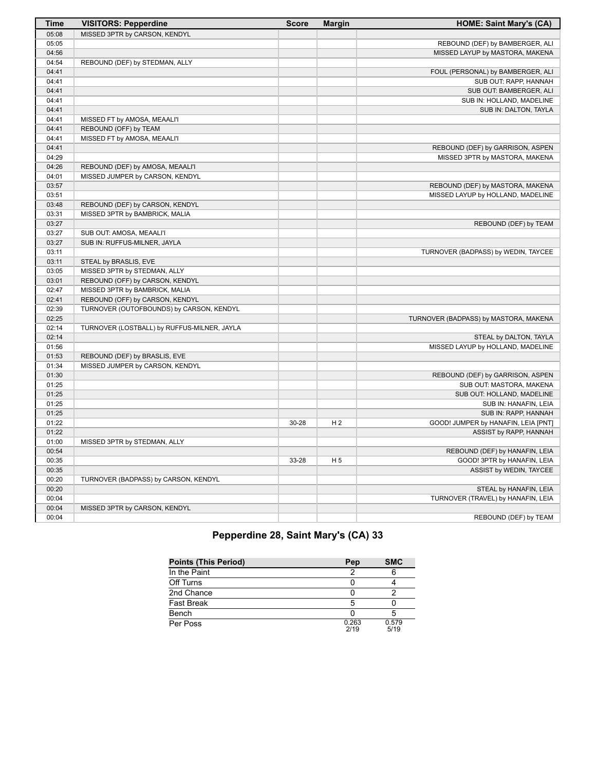| Time | VISITORS: Pepperdine | Score | Margin | HOME: Saint Mary's (CA) |
|---|---|---|---|---|
| 05:08 | MISSED 3PTR by CARSON, KENDYL | | | |
| 05:05 | | | | REBOUND (DEF) by BAMBERGER, ALI |
| 04:56 | | | | MISSED LAYUP by MASTORA, MAKENA |
| 04:54 | REBOUND (DEF) by STEDMAN, ALLY | | | |
| 04:41 | | | | FOUL (PERSONAL) by BAMBERGER, ALI |
| 04:41 | | | | SUB OUT: RAPP, HANNAH |
| 04:41 | | | | SUB OUT: BAMBERGER, ALI |
| 04:41 | | | | SUB IN: HOLLAND, MADELINE |
| 04:41 | | | | SUB IN: DALTON, TAYLA |
| 04:41 | MISSED FT by AMOSA, MEAALI'I | | | |
| 04:41 | REBOUND (OFF) by TEAM | | | |
| 04:41 | MISSED FT by AMOSA, MEAALI'I | | | |
| 04:41 | | | | REBOUND (DEF) by GARRISON, ASPEN |
| 04:29 | | | | MISSED 3PTR by MASTORA, MAKENA |
| 04:26 | REBOUND (DEF) by AMOSA, MEAALI'I | | | |
| 04:01 | MISSED JUMPER by CARSON, KENDYL | | | |
| 03:57 | | | | REBOUND (DEF) by MASTORA, MAKENA |
| 03:51 | | | | MISSED LAYUP by HOLLAND, MADELINE |
| 03:48 | REBOUND (DEF) by CARSON, KENDYL | | | |
| 03:31 | MISSED 3PTR by BAMBRICK, MALIA | | | |
| 03:27 | | | | REBOUND (DEF) by TEAM |
| 03:27 | SUB OUT: AMOSA, MEAALI'I | | | |
| 03:27 | SUB IN: RUFFUS-MILNER, JAYLA | | | |
| 03:11 | | | | TURNOVER (BADPASS) by WEDIN, TAYCEE |
| 03:11 | STEAL by BRASLIS, EVE | | | |
| 03:05 | MISSED 3PTR by STEDMAN, ALLY | | | |
| 03:01 | REBOUND (OFF) by CARSON, KENDYL | | | |
| 02:47 | MISSED 3PTR by BAMBRICK, MALIA | | | |
| 02:41 | REBOUND (OFF) by CARSON, KENDYL | | | |
| 02:39 | TURNOVER (OUTOFBOUNDS) by CARSON, KENDYL | | | |
| 02:25 | | | | TURNOVER (BADPASS) by MASTORA, MAKENA |
| 02:14 | TURNOVER (LOSTBALL) by RUFFUS-MILNER, JAYLA | | | |
| 02:14 | | | | STEAL by DALTON, TAYLA |
| 01:56 | | | | MISSED LAYUP by HOLLAND, MADELINE |
| 01:53 | REBOUND (DEF) by BRASLIS, EVE | | | |
| 01:34 | MISSED JUMPER by CARSON, KENDYL | | | |
| 01:30 | | | | REBOUND (DEF) by GARRISON, ASPEN |
| 01:25 | | | | SUB OUT: MASTORA, MAKENA |
| 01:25 | | | | SUB OUT: HOLLAND, MADELINE |
| 01:25 | | | | SUB IN: HANAFIN, LEIA |
| 01:25 | | | | SUB IN: RAPP, HANNAH |
| 01:22 | | 30-28 | H 2 | GOOD! JUMPER by HANAFIN, LEIA [PNT] |
| 01:22 | | | | ASSIST by RAPP, HANNAH |
| 01:00 | MISSED 3PTR by STEDMAN, ALLY | | | |
| 00:54 | | | | REBOUND (DEF) by HANAFIN, LEIA |
| 00:35 | | 33-28 | H 5 | GOOD! 3PTR by HANAFIN, LEIA |
| 00:35 | | | | ASSIST by WEDIN, TAYCEE |
| 00:20 | TURNOVER (BADPASS) by CARSON, KENDYL | | | |
| 00:20 | | | | STEAL by HANAFIN, LEIA |
| 00:04 | | | | TURNOVER (TRAVEL) by HANAFIN, LEIA |
| 00:04 | MISSED 3PTR by CARSON, KENDYL | | | |
| 00:04 | | | | REBOUND (DEF) by TEAM |

## Pepperdine 28, Saint Mary's (CA) 33

| Points (This Period) | Pep | SMC |
|---|---|---|
| In the Paint | 2 | 6 |
| Off Turns | 0 | 4 |
| 2nd Chance | 0 | 2 |
| Fast Break | 5 | 0 |
| Bench | 0 | 5 |
| Per Poss | 0.263 2/19 | 0.579 5/19 |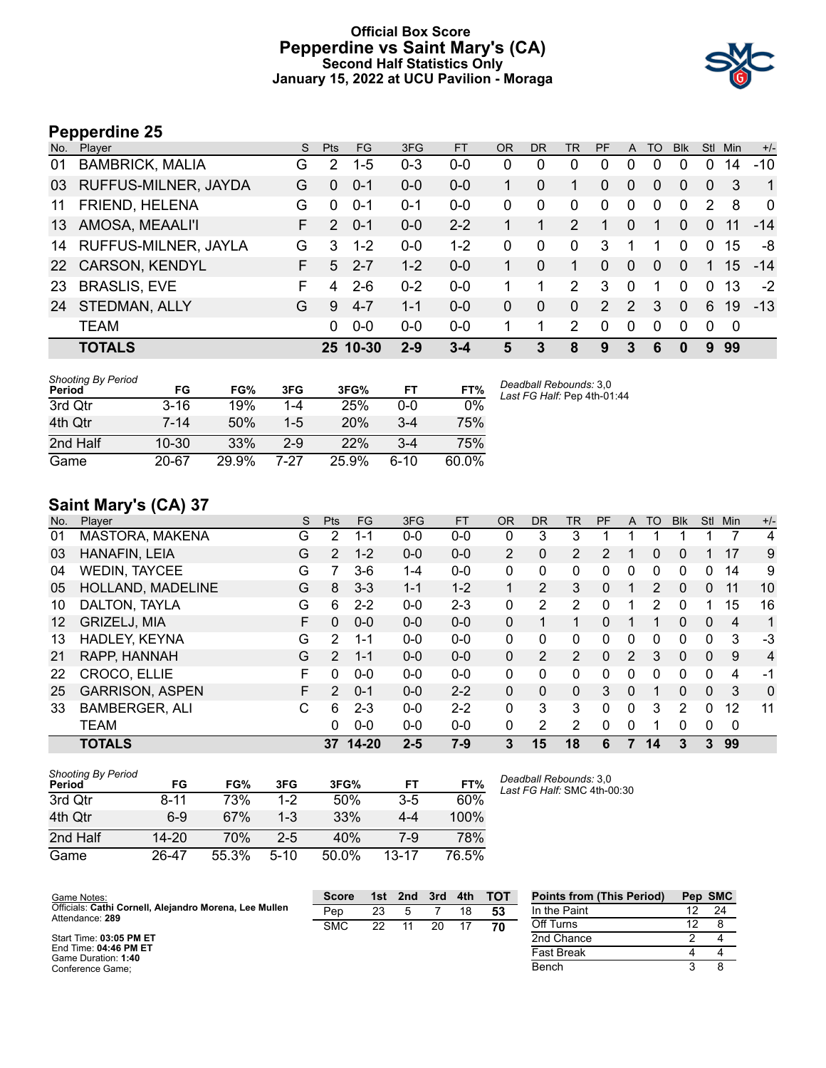# Official Box Score
## Pepperdine vs Saint Mary's (CA)
### Second Half Statistics Only
### January 15, 2022 at UCU Pavilion - Moraga

## Pepperdine 25

| No. | Player | S | Pts | FG | 3FG | FT | OR | DR | TR | PF | A | TO | Blk | Stl | Min | +/- |
|---|---|---|---|---|---|---|---|---|---|---|---|---|---|---|---|---|
| 01 | BAMBRICK, MALIA | G | 2 | 1-5 | 0-3 | 0-0 | 0 | 0 | 0 | 0 | 0 | 0 | 0 | 0 | 14 | -10 |
| 03 | RUFFUS-MILNER, JAYDA | G | 0 | 0-1 | 0-0 | 0-0 | 1 | 0 | 1 | 0 | 0 | 0 | 0 | 0 | 3 | 1 |
| 11 | FRIEND, HELENA | G | 0 | 0-1 | 0-1 | 0-0 | 0 | 0 | 0 | 0 | 0 | 0 | 0 | 2 | 8 | 0 |
| 13 | AMOSA, MEAALI'I | F | 2 | 0-1 | 0-0 | 2-2 | 1 | 1 | 2 | 1 | 0 | 1 | 0 | 0 | 11 | -14 |
| 14 | RUFFUS-MILNER, JAYLA | G | 3 | 1-2 | 0-0 | 1-2 | 0 | 0 | 0 | 3 | 1 | 1 | 0 | 0 | 15 | -8 |
| 22 | CARSON, KENDYL | F | 5 | 2-7 | 1-2 | 0-0 | 1 | 0 | 1 | 0 | 0 | 0 | 0 | 1 | 15 | -14 |
| 23 | BRASLIS, EVE | F | 4 | 2-6 | 0-2 | 0-0 | 1 | 1 | 2 | 3 | 0 | 1 | 0 | 0 | 13 | -2 |
| 24 | STEDMAN, ALLY | G | 9 | 4-7 | 1-1 | 0-0 | 0 | 0 | 0 | 2 | 2 | 3 | 0 | 6 | 19 | -13 |
| | TEAM | | 0 | 0-0 | 0-0 | 0-0 | 1 | 1 | 2 | 0 | 0 | 0 | 0 | 0 | 0 | |
| | **TOTALS** | | **25** | **10-30** | **2-9** | **3-4** | **5** | **3** | **8** | **9** | **3** | **6** | **0** | **9** | **99** | |

| Shooting By Period Period | FG | FG% | 3FG | 3FG% | FT | FT% |
|---|---|---|---|---|---|---|
| 3rd Qtr | 3-16 | 19% | 1-4 | 25% | 0-0 | 0% |
| 4th Qtr | 7-14 | 50% | 1-5 | 20% | 3-4 | 75% |
| 2nd Half | 10-30 | 33% | 2-9 | 22% | 3-4 | 75% |
| Game | 20-67 | 29.9% | 7-27 | 25.9% | 6-10 | 60.0% |

*Deadball Rebounds:* 3,0
*Last FG Half:* Pep 4th-01:44

## Saint Mary's (CA) 37

| No. | Player | S | Pts | FG | 3FG | FT | OR | DR | TR | PF | A | TO | Blk | Stl | Min | +/- |
|---|---|---|---|---|---|---|---|---|---|---|---|---|---|---|---|---|
| 01 | MASTORA, MAKENA | G | 2 | 1-1 | 0-0 | 0-0 | 0 | 3 | 3 | 1 | 1 | 1 | 1 | 1 | 7 | 4 |
| 03 | HANAFIN, LEIA | G | 2 | 1-2 | 0-0 | 0-0 | 2 | 0 | 2 | 2 | 1 | 0 | 0 | 1 | 17 | 9 |
| 04 | WEDIN, TAYCEE | G | 7 | 3-6 | 1-4 | 0-0 | 0 | 0 | 0 | 0 | 0 | 0 | 0 | 0 | 14 | 9 |
| 05 | HOLLAND, MADELINE | G | 8 | 3-3 | 1-1 | 1-2 | 1 | 2 | 3 | 0 | 1 | 2 | 0 | 0 | 11 | 10 |
| 10 | DALTON, TAYLA | G | 6 | 2-2 | 0-0 | 2-3 | 0 | 2 | 2 | 0 | 1 | 2 | 0 | 1 | 15 | 16 |
| 12 | GRIZELJ, MIA | F | 0 | 0-0 | 0-0 | 0-0 | 0 | 1 | 1 | 0 | 1 | 1 | 0 | 0 | 4 | 1 |
| 13 | HADLEY, KEYNA | G | 2 | 1-1 | 0-0 | 0-0 | 0 | 0 | 0 | 0 | 0 | 0 | 0 | 0 | 3 | -3 |
| 21 | RAPP, HANNAH | G | 2 | 1-1 | 0-0 | 0-0 | 0 | 2 | 2 | 0 | 2 | 3 | 0 | 0 | 9 | 4 |
| 22 | CROCO, ELLIE | F | 0 | 0-0 | 0-0 | 0-0 | 0 | 0 | 0 | 0 | 0 | 0 | 0 | 0 | 4 | -1 |
| 25 | GARRISON, ASPEN | F | 2 | 0-1 | 0-0 | 2-2 | 0 | 0 | 0 | 3 | 0 | 1 | 0 | 0 | 3 | 0 |
| 33 | BAMBERGER, ALI | C | 6 | 2-3 | 0-0 | 2-2 | 0 | 3 | 3 | 0 | 0 | 3 | 2 | 0 | 12 | 11 |
| | TEAM | | 0 | 0-0 | 0-0 | 0-0 | 0 | 2 | 2 | 0 | 0 | 1 | 0 | 0 | 0 | |
| | **TOTALS** | | **37** | **14-20** | **2-5** | **7-9** | **3** | **15** | **18** | **6** | **7** | **14** | **3** | **3** | **99** | |

| Shooting By Period Period | FG | FG% | 3FG | 3FG% | FT | FT% |
|---|---|---|---|---|---|---|
| 3rd Qtr | 8-11 | 73% | 1-2 | 50% | 3-5 | 60% |
| 4th Qtr | 6-9 | 67% | 1-3 | 33% | 4-4 | 100% |
| 2nd Half | 14-20 | 70% | 2-5 | 40% | 7-9 | 78% |
| Game | 26-47 | 55.3% | 5-10 | 50.0% | 13-17 | 76.5% |

*Deadball Rebounds:* 3,0
*Last FG Half:* SMC 4th-00:30

Game Notes:
Officials: **Cathi Cornell, Alejandro Morena, Lee Mullen**
Attendance: **289**

Start Time: **03:05 PM ET**
End Time: **04:46 PM ET**
Game Duration: **1:40**
Conference Game;

| Score | 1st | 2nd | 3rd | 4th | TOT |
|---|---|---|---|---|---|
| Pep | 23 | 5 | 7 | 18 | **53** |
| SMC | 22 | 11 | 20 | 17 | **70** |

| Points from (This Period) | Pep | SMC |
|---|---|---|
| In the Paint | 12 | 24 |
| Off Turns | 12 | 8 |
| 2nd Chance | 2 | 4 |
| Fast Break | 4 | 4 |
| Bench | 3 | 8 |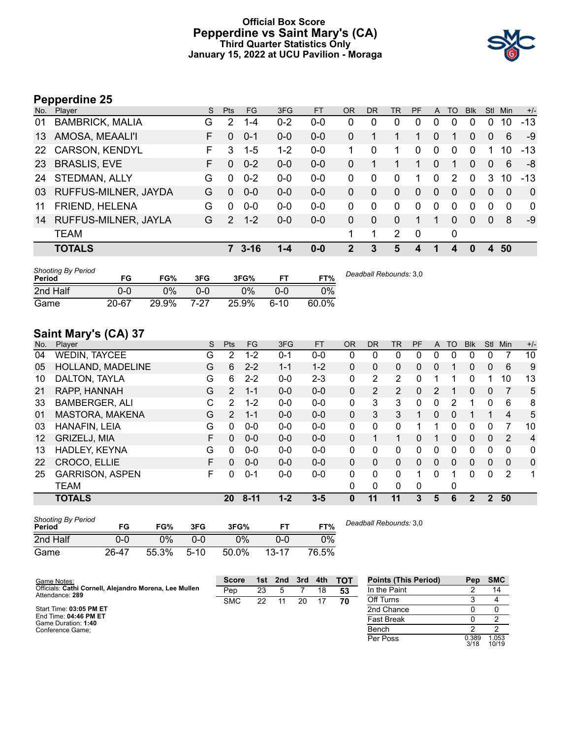# Official Box Score
## Pepperdine vs Saint Mary's (CA)
### Third Quarter Statistics Only
### January 15, 2022 at UCU Pavilion - Moraga

## Pepperdine 25

| No. | Player | S | Pts | FG | 3FG | FT | OR | DR | TR | PF | A | TO | Blk | Stl | Min | +/- |
|---|---|---|---|---|---|---|---|---|---|---|---|---|---|---|---|---|
| 01 | BAMBRICK, MALIA | G | 2 | 1-4 | 0-2 | 0-0 | 0 | 0 | 0 | 0 | 0 | 0 | 0 | 0 | 10 | -13 |
| 13 | AMOSA, MEAALI'I | F | 0 | 0-1 | 0-0 | 0-0 | 0 | 1 | 1 | 1 | 0 | 1 | 0 | 0 | 6 | -9 |
| 22 | CARSON, KENDYL | F | 3 | 1-5 | 1-2 | 0-0 | 1 | 0 | 1 | 0 | 0 | 0 | 0 | 1 | 10 | -13 |
| 23 | BRASLIS, EVE | F | 0 | 0-2 | 0-0 | 0-0 | 0 | 1 | 1 | 1 | 0 | 1 | 0 | 0 | 6 | -8 |
| 24 | STEDMAN, ALLY | G | 0 | 0-2 | 0-0 | 0-0 | 0 | 0 | 0 | 1 | 0 | 2 | 0 | 3 | 10 | -13 |
| 03 | RUFFUS-MILNER, JAYDA | G | 0 | 0-0 | 0-0 | 0-0 | 0 | 0 | 0 | 0 | 0 | 0 | 0 | 0 | 0 | 0 |
| 11 | FRIEND, HELENA | G | 0 | 0-0 | 0-0 | 0-0 | 0 | 0 | 0 | 0 | 0 | 0 | 0 | 0 | 0 | 0 |
| 14 | RUFFUS-MILNER, JAYLA | G | 2 | 1-2 | 0-0 | 0-0 | 0 | 0 | 0 | 1 | 1 | 0 | 0 | 0 | 8 | -9 |
| | TEAM | | | | | | 1 | 1 | 2 | 0 | | 0 | | | | |
| | **TOTALS** | | **7** | **3-16** | **1-4** | **0-0** | **2** | **3** | **5** | **4** | **1** | **4** | **0** | **4** | **50** | |

| Shooting By Period Period | FG | FG% | 3FG | 3FG% | FT | FT% |
|---|---|---|---|---|---|---|
| 2nd Half | 0-0 | 0% | 0-0 | 0% | 0-0 | 0% |
| Game | 20-67 | 29.9% | 7-27 | 25.9% | 6-10 | 60.0% |

*Deadball Rebounds:* 3,0

## Saint Mary's (CA) 37

| No. | Player | S | Pts | FG | 3FG | FT | OR | DR | TR | PF | A | TO | Blk | Stl | Min | +/- |
|---|---|---|---|---|---|---|---|---|---|---|---|---|---|---|---|---|
| 04 | WEDIN, TAYCEE | G | 2 | 1-2 | 0-1 | 0-0 | 0 | 0 | 0 | 0 | 0 | 0 | 0 | 0 | 7 | 10 |
| 05 | HOLLAND, MADELINE | G | 6 | 2-2 | 1-1 | 1-2 | 0 | 0 | 0 | 0 | 0 | 1 | 0 | 0 | 6 | 9 |
| 10 | DALTON, TAYLA | G | 6 | 2-2 | 0-0 | 2-3 | 0 | 2 | 2 | 0 | 1 | 1 | 0 | 1 | 10 | 13 |
| 21 | RAPP, HANNAH | G | 2 | 1-1 | 0-0 | 0-0 | 0 | 2 | 2 | 0 | 2 | 1 | 0 | 0 | 7 | 5 |
| 33 | BAMBERGER, ALI | C | 2 | 1-2 | 0-0 | 0-0 | 0 | 3 | 3 | 0 | 0 | 2 | 1 | 0 | 6 | 8 |
| 01 | MASTORA, MAKENA | G | 2 | 1-1 | 0-0 | 0-0 | 0 | 3 | 3 | 1 | 0 | 0 | 1 | 1 | 4 | 5 |
| 03 | HANAFIN, LEIA | G | 0 | 0-0 | 0-0 | 0-0 | 0 | 0 | 0 | 1 | 1 | 0 | 0 | 0 | 7 | 10 |
| 12 | GRIZELJ, MIA | F | 0 | 0-0 | 0-0 | 0-0 | 0 | 1 | 1 | 0 | 1 | 0 | 0 | 0 | 2 | 4 |
| 13 | HADLEY, KEYNA | G | 0 | 0-0 | 0-0 | 0-0 | 0 | 0 | 0 | 0 | 0 | 0 | 0 | 0 | 0 | 0 |
| 22 | CROCO, ELLIE | F | 0 | 0-0 | 0-0 | 0-0 | 0 | 0 | 0 | 0 | 0 | 0 | 0 | 0 | 0 | 0 |
| 25 | GARRISON, ASPEN | F | 0 | 0-1 | 0-0 | 0-0 | 0 | 0 | 0 | 1 | 0 | 1 | 0 | 0 | 2 | 1 |
| | TEAM | | | | | | 0 | 0 | 0 | 0 | | 0 | | | | |
| | **TOTALS** | | **20** | **8-11** | **1-2** | **3-5** | **0** | **11** | **11** | **3** | **5** | **6** | **2** | **2** | **50** | |

| Shooting By Period Period | FG | FG% | 3FG | 3FG% | FT | FT% |
|---|---|---|---|---|---|---|
| 2nd Half | 0-0 | 0% | 0-0 | 0% | 0-0 | 0% |
| Game | 26-47 | 55.3% | 5-10 | 50.0% | 13-17 | 76.5% |

*Deadball Rebounds:* 3,0

Game Notes:
Officials: **Cathi Cornell, Alejandro Morena, Lee Mullen**
Attendance: **289**

Start Time: **03:05 PM ET**
End Time: **04:46 PM ET**
Game Duration: **1:40**
Conference Game;

| Score | 1st | 2nd | 3rd | 4th | TOT |
|---|---|---|---|---|---|
| Pep | 23 | 5 | 7 | 18 | **53** |
| SMC | 22 | 11 | 20 | 17 | **70** |

| Points (This Period) | Pep | SMC |
|---|---|---|
| In the Paint | 2 | 14 |
| Off Turns | 3 | 4 |
| 2nd Chance | 0 | 0 |
| Fast Break | 0 | 2 |
| Bench | 2 | 2 |
| Per Poss | 0.389 3/18 | 1.053 10/19 |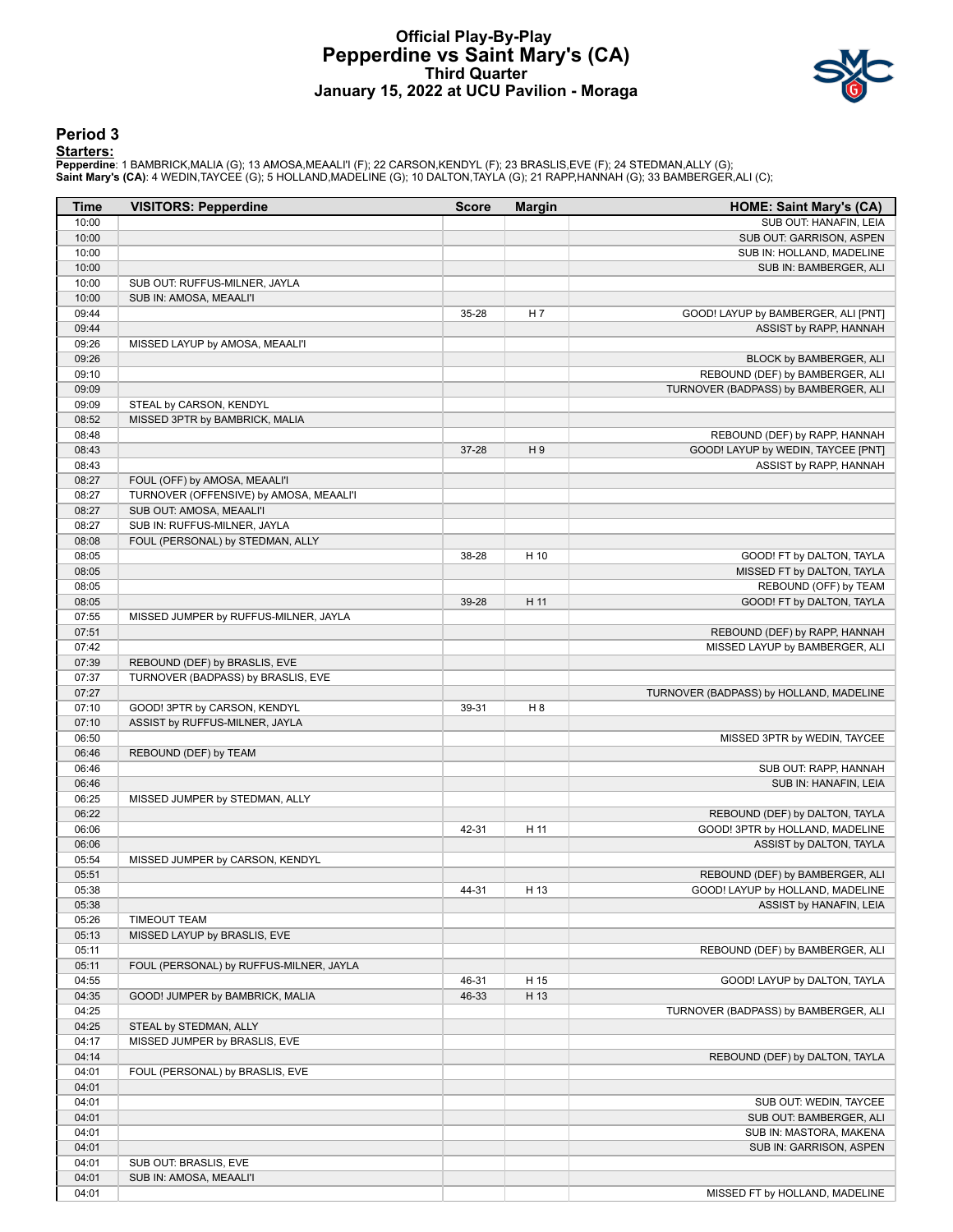# Official Play-By-Play
## Pepperdine vs Saint Mary's (CA)
### Third Quarter
### January 15, 2022 at UCU Pavilion - Moraga

## Period 3

**Starters:**

**Pepperdine**: 1 BAMBRICK,MALIA (G); 13 AMOSA,MEAALI'I (F); 22 CARSON,KENDYL (F); 23 BRASLIS,EVE (F); 24 STEDMAN,ALLY (G);
**Saint Mary's (CA)**: 4 WEDIN,TAYCEE (G); 5 HOLLAND,MADELINE (G); 10 DALTON,TAYLA (G); 21 RAPP,HANNAH (G); 33 BAMBERGER,ALI (C);

| Time | VISITORS: Pepperdine | Score | Margin | HOME: Saint Mary's (CA) |
|---|---|---|---|---|
| 10:00 | | | | SUB OUT: HANAFIN, LEIA |
| 10:00 | | | | SUB OUT: GARRISON, ASPEN |
| 10:00 | | | | SUB IN: HOLLAND, MADELINE |
| 10:00 | | | | SUB IN: BAMBERGER, ALI |
| 10:00 | SUB OUT: RUFFUS-MILNER, JAYLA | | | |
| 10:00 | SUB IN: AMOSA, MEAALI'I | | | |
| 09:44 | | 35-28 | H 7 | GOOD! LAYUP by BAMBERGER, ALI [PNT] |
| 09:44 | | | | ASSIST by RAPP, HANNAH |
| 09:26 | MISSED LAYUP by AMOSA, MEAALI'I | | | |
| 09:26 | | | | BLOCK by BAMBERGER, ALI |
| 09:10 | | | | REBOUND (DEF) by BAMBERGER, ALI |
| 09:09 | | | | TURNOVER (BADPASS) by BAMBERGER, ALI |
| 09:09 | STEAL by CARSON, KENDYL | | | |
| 08:52 | MISSED 3PTR by BAMBRICK, MALIA | | | |
| 08:48 | | | | REBOUND (DEF) by RAPP, HANNAH |
| 08:43 | | 37-28 | H 9 | GOOD! LAYUP by WEDIN, TAYCEE [PNT] |
| 08:43 | | | | ASSIST by RAPP, HANNAH |
| 08:27 | FOUL (OFF) by AMOSA, MEAALI'I | | | |
| 08:27 | TURNOVER (OFFENSIVE) by AMOSA, MEAALI'I | | | |
| 08:27 | SUB OUT: AMOSA, MEAALI'I | | | |
| 08:27 | SUB IN: RUFFUS-MILNER, JAYLA | | | |
| 08:08 | FOUL (PERSONAL) by STEDMAN, ALLY | | | |
| 08:05 | | 38-28 | H 10 | GOOD! FT by DALTON, TAYLA |
| 08:05 | | | | MISSED FT by DALTON, TAYLA |
| 08:05 | | | | REBOUND (OFF) by TEAM |
| 08:05 | | 39-28 | H 11 | GOOD! FT by DALTON, TAYLA |
| 07:55 | MISSED JUMPER by RUFFUS-MILNER, JAYLA | | | |
| 07:51 | | | | REBOUND (DEF) by RAPP, HANNAH |
| 07:42 | | | | MISSED LAYUP by BAMBERGER, ALI |
| 07:39 | REBOUND (DEF) by BRASLIS, EVE | | | |
| 07:37 | TURNOVER (BADPASS) by BRASLIS, EVE | | | |
| 07:27 | | | | TURNOVER (BADPASS) by HOLLAND, MADELINE |
| 07:10 | GOOD! 3PTR by CARSON, KENDYL | 39-31 | H 8 | |
| 07:10 | ASSIST by RUFFUS-MILNER, JAYLA | | | |
| 06:50 | | | | MISSED 3PTR by WEDIN, TAYCEE |
| 06:46 | REBOUND (DEF) by TEAM | | | |
| 06:46 | | | | SUB OUT: RAPP, HANNAH |
| 06:46 | | | | SUB IN: HANAFIN, LEIA |
| 06:25 | MISSED JUMPER by STEDMAN, ALLY | | | |
| 06:22 | | | | REBOUND (DEF) by DALTON, TAYLA |
| 06:06 | | 42-31 | H 11 | GOOD! 3PTR by HOLLAND, MADELINE |
| 06:06 | | | | ASSIST by DALTON, TAYLA |
| 05:54 | MISSED JUMPER by CARSON, KENDYL | | | |
| 05:51 | | | | REBOUND (DEF) by BAMBERGER, ALI |
| 05:38 | | 44-31 | H 13 | GOOD! LAYUP by HOLLAND, MADELINE |
| 05:38 | | | | ASSIST by HANAFIN, LEIA |
| 05:26 | TIMEOUT TEAM | | | |
| 05:13 | MISSED LAYUP by BRASLIS, EVE | | | |
| 05:11 | | | | REBOUND (DEF) by BAMBERGER, ALI |
| 05:11 | FOUL (PERSONAL) by RUFFUS-MILNER, JAYLA | | | |
| 04:55 | | 46-31 | H 15 | GOOD! LAYUP by DALTON, TAYLA |
| 04:35 | GOOD! JUMPER by BAMBRICK, MALIA | 46-33 | H 13 | |
| 04:25 | | | | TURNOVER (BADPASS) by BAMBERGER, ALI |
| 04:25 | STEAL by STEDMAN, ALLY | | | |
| 04:17 | MISSED JUMPER by BRASLIS, EVE | | | |
| 04:14 | | | | REBOUND (DEF) by DALTON, TAYLA |
| 04:01 | FOUL (PERSONAL) by BRASLIS, EVE | | | |
| 04:01 | | | | |
| 04:01 | | | | SUB OUT: WEDIN, TAYCEE |
| 04:01 | | | | SUB OUT: BAMBERGER, ALI |
| 04:01 | | | | SUB IN: MASTORA, MAKENA |
| 04:01 | | | | SUB IN: GARRISON, ASPEN |
| 04:01 | SUB OUT: BRASLIS, EVE | | | |
| 04:01 | SUB IN: AMOSA, MEAALI'I | | | |
| 04:01 | | | | MISSED FT by HOLLAND, MADELINE |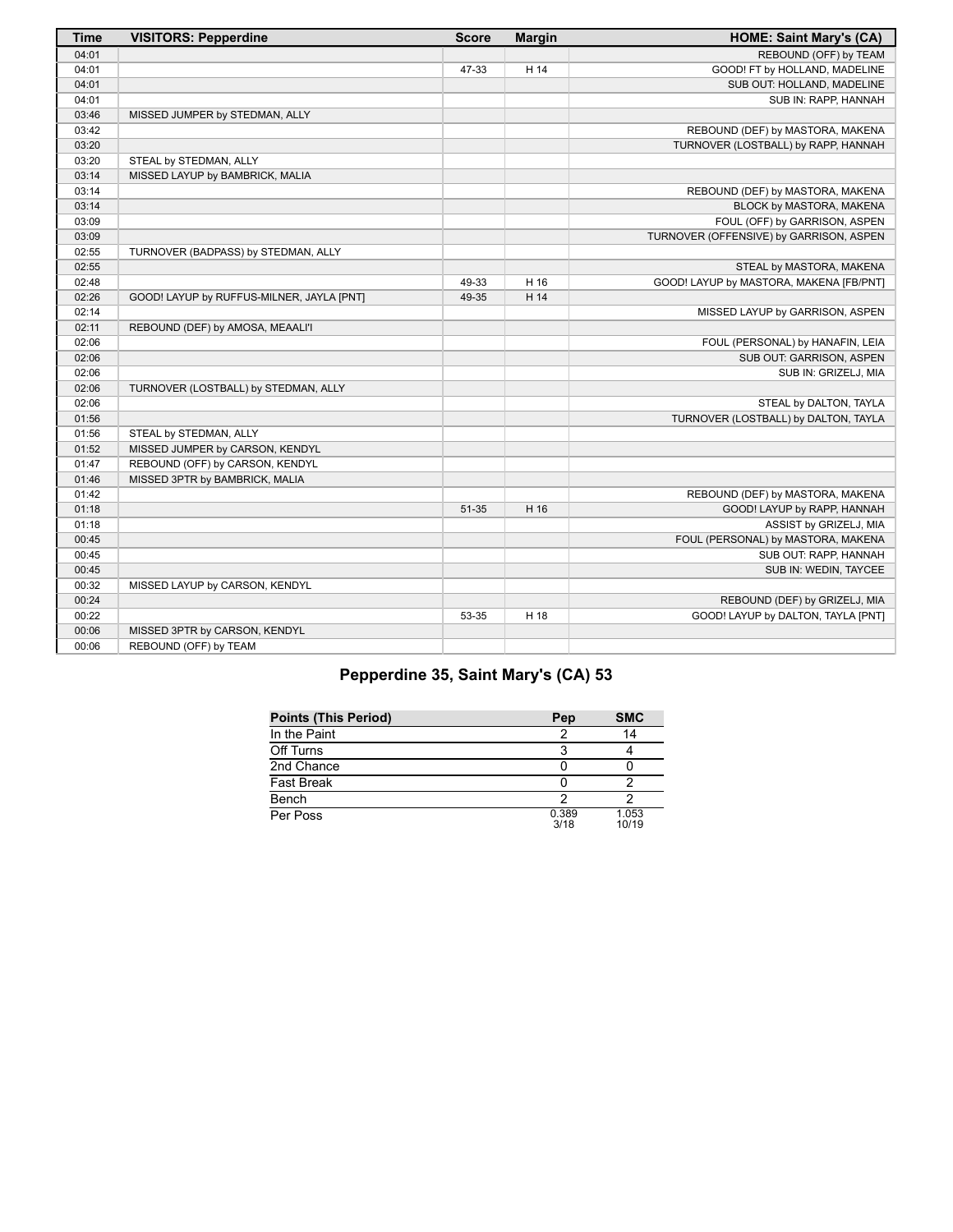| Time | VISITORS: Pepperdine | Score | Margin | HOME: Saint Mary's (CA) |
|---|---|---|---|---|
| 04:01 | | | | REBOUND (OFF) by TEAM |
| 04:01 | | 47-33 | H 14 | GOOD! FT by HOLLAND, MADELINE |
| 04:01 | | | | SUB OUT: HOLLAND, MADELINE |
| 04:01 | | | | SUB IN: RAPP, HANNAH |
| 03:46 | MISSED JUMPER by STEDMAN, ALLY | | | |
| 03:42 | | | | REBOUND (DEF) by MASTORA, MAKENA |
| 03:20 | | | | TURNOVER (LOSTBALL) by RAPP, HANNAH |
| 03:20 | STEAL by STEDMAN, ALLY | | | |
| 03:14 | MISSED LAYUP by BAMBRICK, MALIA | | | |
| 03:14 | | | | REBOUND (DEF) by MASTORA, MAKENA |
| 03:14 | | | | BLOCK by MASTORA, MAKENA |
| 03:09 | | | | FOUL (OFF) by GARRISON, ASPEN |
| 03:09 | | | | TURNOVER (OFFENSIVE) by GARRISON, ASPEN |
| 02:55 | TURNOVER (BADPASS) by STEDMAN, ALLY | | | |
| 02:55 | | | | STEAL by MASTORA, MAKENA |
| 02:48 | | 49-33 | H 16 | GOOD! LAYUP by MASTORA, MAKENA [FB/PNT] |
| 02:26 | GOOD! LAYUP by RUFFUS-MILNER, JAYLA [PNT] | 49-35 | H 14 | |
| 02:14 | | | | MISSED LAYUP by GARRISON, ASPEN |
| 02:11 | REBOUND (DEF) by AMOSA, MEAALI'I | | | |
| 02:06 | | | | FOUL (PERSONAL) by HANAFIN, LEIA |
| 02:06 | | | | SUB OUT: GARRISON, ASPEN |
| 02:06 | | | | SUB IN: GRIZELJ, MIA |
| 02:06 | TURNOVER (LOSTBALL) by STEDMAN, ALLY | | | |
| 02:06 | | | | STEAL by DALTON, TAYLA |
| 01:56 | | | | TURNOVER (LOSTBALL) by DALTON, TAYLA |
| 01:56 | STEAL by STEDMAN, ALLY | | | |
| 01:52 | MISSED JUMPER by CARSON, KENDYL | | | |
| 01:47 | REBOUND (OFF) by CARSON, KENDYL | | | |
| 01:46 | MISSED 3PTR by BAMBRICK, MALIA | | | |
| 01:42 | | | | REBOUND (DEF) by MASTORA, MAKENA |
| 01:18 | | 51-35 | H 16 | GOOD! LAYUP by RAPP, HANNAH |
| 01:18 | | | | ASSIST by GRIZELJ, MIA |
| 00:45 | | | | FOUL (PERSONAL) by MASTORA, MAKENA |
| 00:45 | | | | SUB OUT: RAPP, HANNAH |
| 00:45 | | | | SUB IN: WEDIN, TAYCEE |
| 00:32 | MISSED LAYUP by CARSON, KENDYL | | | |
| 00:24 | | | | REBOUND (DEF) by GRIZELJ, MIA |
| 00:22 | | 53-35 | H 18 | GOOD! LAYUP by DALTON, TAYLA [PNT] |
| 00:06 | MISSED 3PTR by CARSON, KENDYL | | | |
| 00:06 | REBOUND (OFF) by TEAM | | | |

## Pepperdine 35, Saint Mary's (CA) 53

| Points (This Period) | Pep | SMC |
|---|---|---|
| In the Paint | 2 | 14 |
| Off Turns | 3 | 4 |
| 2nd Chance | 0 | 0 |
| Fast Break | 0 | 2 |
| Bench | 2 | 2 |
| Per Poss | 0.389 3/18 | 1.053 10/19 |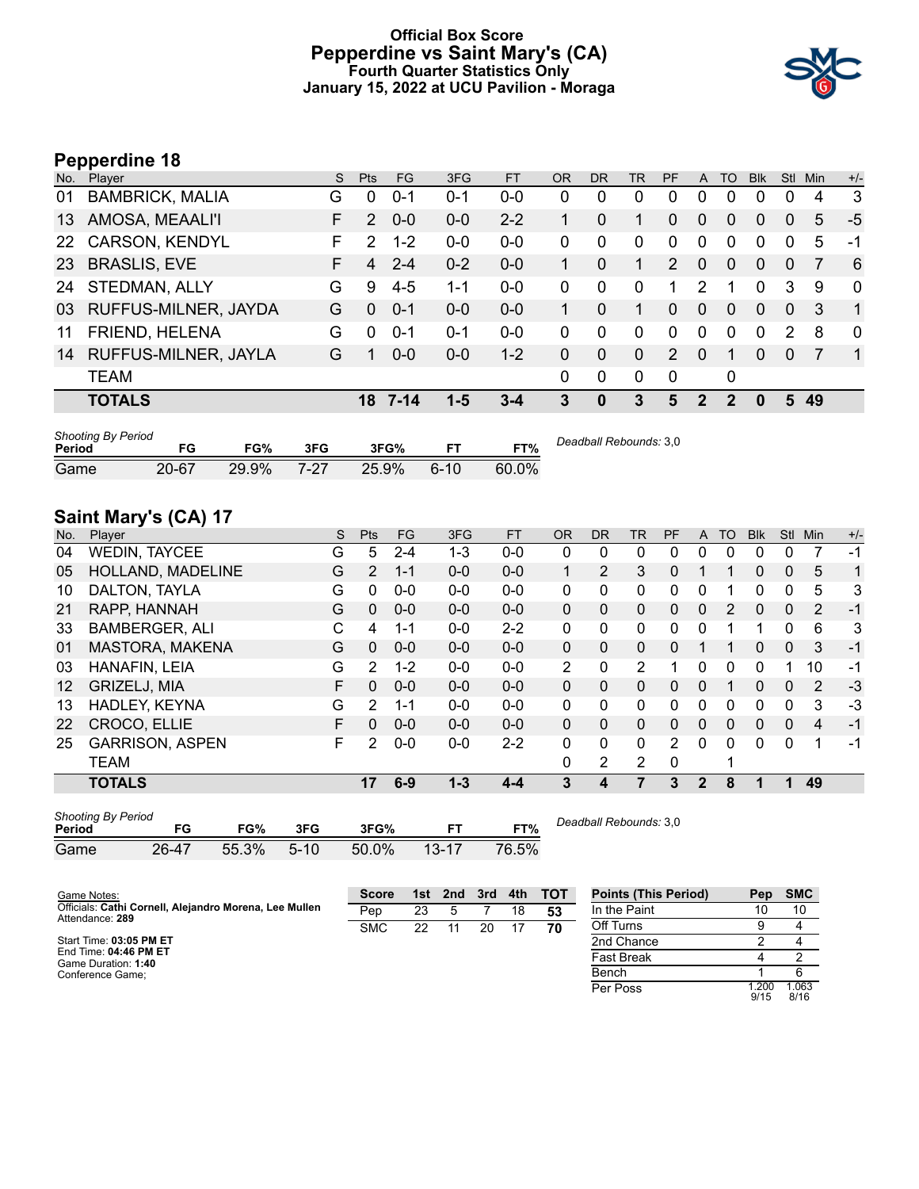# Official Box Score
## Pepperdine vs Saint Mary's (CA)
### Fourth Quarter Statistics Only
### January 15, 2022 at UCU Pavilion - Moraga

## Pepperdine 18

| No. | Player | S | Pts | FG | 3FG | FT | OR | DR | TR | PF | A | TO | Blk | Stl | Min | +/- |
|---|---|---|---|---|---|---|---|---|---|---|---|---|---|---|---|---|
| 01 | BAMBRICK, MALIA | G | 0 | 0-1 | 0-1 | 0-0 | 0 | 0 | 0 | 0 | 0 | 0 | 0 | 0 | 4 | 3 |
| 13 | AMOSA, MEAALI'I | F | 2 | 0-0 | 0-0 | 2-2 | 1 | 0 | 1 | 0 | 0 | 0 | 0 | 0 | 5 | -5 |
| 22 | CARSON, KENDYL | F | 2 | 1-2 | 0-0 | 0-0 | 0 | 0 | 0 | 0 | 0 | 0 | 0 | 0 | 5 | -1 |
| 23 | BRASLIS, EVE | F | 4 | 2-4 | 0-2 | 0-0 | 1 | 0 | 1 | 2 | 0 | 0 | 0 | 0 | 7 | 6 |
| 24 | STEDMAN, ALLY | G | 9 | 4-5 | 1-1 | 0-0 | 0 | 0 | 0 | 1 | 2 | 1 | 0 | 3 | 9 | 0 |
| 03 | RUFFUS-MILNER, JAYDA | G | 0 | 0-1 | 0-0 | 0-0 | 1 | 0 | 1 | 0 | 0 | 0 | 0 | 0 | 3 | 1 |
| 11 | FRIEND, HELENA | G | 0 | 0-1 | 0-1 | 0-0 | 0 | 0 | 0 | 0 | 0 | 0 | 0 | 2 | 8 | 0 |
| 14 | RUFFUS-MILNER, JAYLA | G | 1 | 0-0 | 0-0 | 1-2 | 0 | 0 | 0 | 2 | 0 | 1 | 0 | 0 | 7 | 1 |
| | TEAM | | | | | | 0 | 0 | 0 | 0 | | 0 | | | | |
| | **TOTALS** | | **18** | **7-14** | **1-5** | **3-4** | **3** | **0** | **3** | **5** | **2** | **2** | **0** | **5** | **49** | |

| Shooting By Period Period | FG | FG% | 3FG | 3FG% | FT | FT% |
|---|---|---|---|---|---|---|
| Game | 20-67 | 29.9% | 7-27 | 25.9% | 6-10 | 60.0% |

*Deadball Rebounds:* 3,0

## Saint Mary's (CA) 17

| No. | Player | S | Pts | FG | 3FG | FT | OR | DR | TR | PF | A | TO | Blk | Stl | Min | +/- |
|---|---|---|---|---|---|---|---|---|---|---|---|---|---|---|---|---|
| 04 | WEDIN, TAYCEE | G | 5 | 2-4 | 1-3 | 0-0 | 0 | 0 | 0 | 0 | 0 | 0 | 0 | 0 | 7 | -1 |
| 05 | HOLLAND, MADELINE | G | 2 | 1-1 | 0-0 | 0-0 | 1 | 2 | 3 | 0 | 1 | 1 | 0 | 0 | 5 | 1 |
| 10 | DALTON, TAYLA | G | 0 | 0-0 | 0-0 | 0-0 | 0 | 0 | 0 | 0 | 0 | 1 | 0 | 0 | 5 | 3 |
| 21 | RAPP, HANNAH | G | 0 | 0-0 | 0-0 | 0-0 | 0 | 0 | 0 | 0 | 0 | 2 | 0 | 0 | 2 | -1 |
| 33 | BAMBERGER, ALI | C | 4 | 1-1 | 0-0 | 2-2 | 0 | 0 | 0 | 0 | 0 | 1 | 1 | 0 | 6 | 3 |
| 01 | MASTORA, MAKENA | G | 0 | 0-0 | 0-0 | 0-0 | 0 | 0 | 0 | 0 | 1 | 1 | 0 | 0 | 3 | -1 |
| 03 | HANAFIN, LEIA | G | 2 | 1-2 | 0-0 | 0-0 | 2 | 0 | 2 | 1 | 0 | 0 | 0 | 1 | 10 | -1 |
| 12 | GRIZELJ, MIA | F | 0 | 0-0 | 0-0 | 0-0 | 0 | 0 | 0 | 0 | 0 | 1 | 0 | 0 | 2 | -3 |
| 13 | HADLEY, KEYNA | G | 2 | 1-1 | 0-0 | 0-0 | 0 | 0 | 0 | 0 | 0 | 0 | 0 | 0 | 3 | -3 |
| 22 | CROCO, ELLIE | F | 0 | 0-0 | 0-0 | 0-0 | 0 | 0 | 0 | 0 | 0 | 0 | 0 | 0 | 4 | -1 |
| 25 | GARRISON, ASPEN | F | 2 | 0-0 | 0-0 | 2-2 | 0 | 0 | 0 | 2 | 0 | 0 | 0 | 0 | 1 | -1 |
| | TEAM | | | | | | 0 | 2 | 2 | 0 | | 1 | | | | |
| | **TOTALS** | | **17** | **6-9** | **1-3** | **4-4** | **3** | **4** | **7** | **3** | **2** | **8** | **1** | **1** | **49** | |

| Shooting By Period Period | FG | FG% | 3FG | 3FG% | FT | FT% |
|---|---|---|---|---|---|---|
| Game | 26-47 | 55.3% | 5-10 | 50.0% | 13-17 | 76.5% |

*Deadball Rebounds:* 3,0

Game Notes:
Officials: **Cathi Cornell, Alejandro Morena, Lee Mullen**
Attendance: **289**

Start Time: **03:05 PM ET**
End Time: **04:46 PM ET**
Game Duration: **1:40**
Conference Game;

| Score | 1st | 2nd | 3rd | 4th | TOT |
|---|---|---|---|---|---|
| Pep | 23 | 5 | 7 | 18 | **53** |
| SMC | 22 | 11 | 20 | 17 | **70** |

| Points (This Period) | Pep | SMC |
|---|---|---|
| In the Paint | 10 | 10 |
| Off Turns | 9 | 4 |
| 2nd Chance | 2 | 4 |
| Fast Break | 4 | 2 |
| Bench | 1 | 6 |
| Per Poss | 1.200 9/15 | 1.063 8/16 |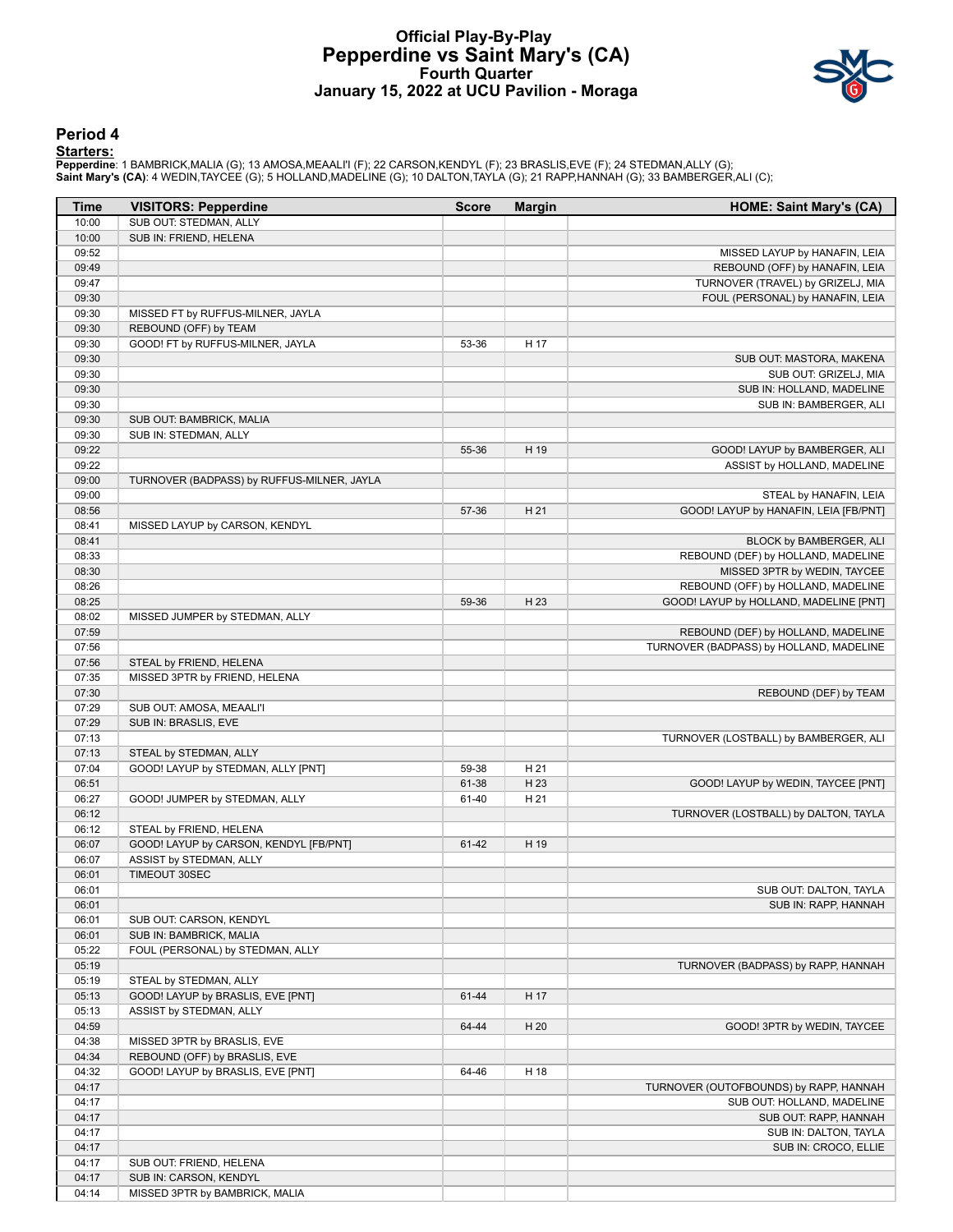# Official Play-By-Play
## Pepperdine vs Saint Mary's (CA)
### Fourth Quarter
### January 15, 2022 at UCU Pavilion - Moraga

## Period 4

**Starters:**

**Pepperdine**: 1 BAMBRICK,MALIA (G); 13 AMOSA,MEAALI'I (F); 22 CARSON,KENDYL (F); 23 BRASLIS,EVE (F); 24 STEDMAN,ALLY (G);
**Saint Mary's (CA)**: 4 WEDIN,TAYCEE (G); 5 HOLLAND,MADELINE (G); 10 DALTON,TAYLA (G); 21 RAPP,HANNAH (G); 33 BAMBERGER,ALI (C);

| Time | VISITORS: Pepperdine | Score | Margin | HOME: Saint Mary's (CA) |
|---|---|---|---|---|
| 10:00 | SUB OUT: STEDMAN, ALLY | | | |
| 10:00 | SUB IN: FRIEND, HELENA | | | |
| 09:52 | | | | MISSED LAYUP by HANAFIN, LEIA |
| 09:49 | | | | REBOUND (OFF) by HANAFIN, LEIA |
| 09:47 | | | | TURNOVER (TRAVEL) by GRIZELJ, MIA |
| 09:30 | | | | FOUL (PERSONAL) by HANAFIN, LEIA |
| 09:30 | MISSED FT by RUFFUS-MILNER, JAYLA | | | |
| 09:30 | REBOUND (OFF) by TEAM | | | |
| 09:30 | GOOD! FT by RUFFUS-MILNER, JAYLA | 53-36 | H 17 | |
| 09:30 | | | | SUB OUT: MASTORA, MAKENA |
| 09:30 | | | | SUB OUT: GRIZELJ, MIA |
| 09:30 | | | | SUB IN: HOLLAND, MADELINE |
| 09:30 | | | | SUB IN: BAMBERGER, ALI |
| 09:30 | SUB OUT: BAMBRICK, MALIA | | | |
| 09:30 | SUB IN: STEDMAN, ALLY | | | |
| 09:22 | | 55-36 | H 19 | GOOD! LAYUP by BAMBERGER, ALI |
| 09:22 | | | | ASSIST by HOLLAND, MADELINE |
| 09:00 | TURNOVER (BADPASS) by RUFFUS-MILNER, JAYLA | | | |
| 09:00 | | | | STEAL by HANAFIN, LEIA |
| 08:56 | | 57-36 | H 21 | GOOD! LAYUP by HANAFIN, LEIA [FB/PNT] |
| 08:41 | MISSED LAYUP by CARSON, KENDYL | | | |
| 08:41 | | | | BLOCK by BAMBERGER, ALI |
| 08:33 | | | | REBOUND (DEF) by HOLLAND, MADELINE |
| 08:30 | | | | MISSED 3PTR by WEDIN, TAYCEE |
| 08:26 | | | | REBOUND (OFF) by HOLLAND, MADELINE |
| 08:25 | | 59-36 | H 23 | GOOD! LAYUP by HOLLAND, MADELINE [PNT] |
| 08:02 | MISSED JUMPER by STEDMAN, ALLY | | | |
| 07:59 | | | | REBOUND (DEF) by HOLLAND, MADELINE |
| 07:56 | | | | TURNOVER (BADPASS) by HOLLAND, MADELINE |
| 07:56 | STEAL by FRIEND, HELENA | | | |
| 07:35 | MISSED 3PTR by FRIEND, HELENA | | | |
| 07:30 | | | | REBOUND (DEF) by TEAM |
| 07:29 | SUB OUT: AMOSA, MEAALI'I | | | |
| 07:29 | SUB IN: BRASLIS, EVE | | | |
| 07:13 | | | | TURNOVER (LOSTBALL) by BAMBERGER, ALI |
| 07:13 | STEAL by STEDMAN, ALLY | | | |
| 07:04 | GOOD! LAYUP by STEDMAN, ALLY [PNT] | 59-38 | H 21 | |
| 06:51 | | 61-38 | H 23 | GOOD! LAYUP by WEDIN, TAYCEE [PNT] |
| 06:27 | GOOD! JUMPER by STEDMAN, ALLY | 61-40 | H 21 | |
| 06:12 | | | | TURNOVER (LOSTBALL) by DALTON, TAYLA |
| 06:12 | STEAL by FRIEND, HELENA | | | |
| 06:07 | GOOD! LAYUP by CARSON, KENDYL [FB/PNT] | 61-42 | H 19 | |
| 06:07 | ASSIST by STEDMAN, ALLY | | | |
| 06:01 | TIMEOUT 30SEC | | | |
| 06:01 | | | | SUB OUT: DALTON, TAYLA |
| 06:01 | | | | SUB IN: RAPP, HANNAH |
| 06:01 | SUB OUT: CARSON, KENDYL | | | |
| 06:01 | SUB IN: BAMBRICK, MALIA | | | |
| 05:22 | FOUL (PERSONAL) by STEDMAN, ALLY | | | |
| 05:19 | | | | TURNOVER (BADPASS) by RAPP, HANNAH |
| 05:19 | STEAL by STEDMAN, ALLY | | | |
| 05:13 | GOOD! LAYUP by BRASLIS, EVE [PNT] | 61-44 | H 17 | |
| 05:13 | ASSIST by STEDMAN, ALLY | | | |
| 04:59 | | 64-44 | H 20 | GOOD! 3PTR by WEDIN, TAYCEE |
| 04:38 | MISSED 3PTR by BRASLIS, EVE | | | |
| 04:34 | REBOUND (OFF) by BRASLIS, EVE | | | |
| 04:32 | GOOD! LAYUP by BRASLIS, EVE [PNT] | 64-46 | H 18 | |
| 04:17 | | | | TURNOVER (OUTOFBOUNDS) by RAPP, HANNAH |
| 04:17 | | | | SUB OUT: HOLLAND, MADELINE |
| 04:17 | | | | SUB OUT: RAPP, HANNAH |
| 04:17 | | | | SUB IN: DALTON, TAYLA |
| 04:17 | | | | SUB IN: CROCO, ELLIE |
| 04:17 | SUB OUT: FRIEND, HELENA | | | |
| 04:17 | SUB IN: CARSON, KENDYL | | | |
| 04:14 | MISSED 3PTR by BAMBRICK, MALIA | | | |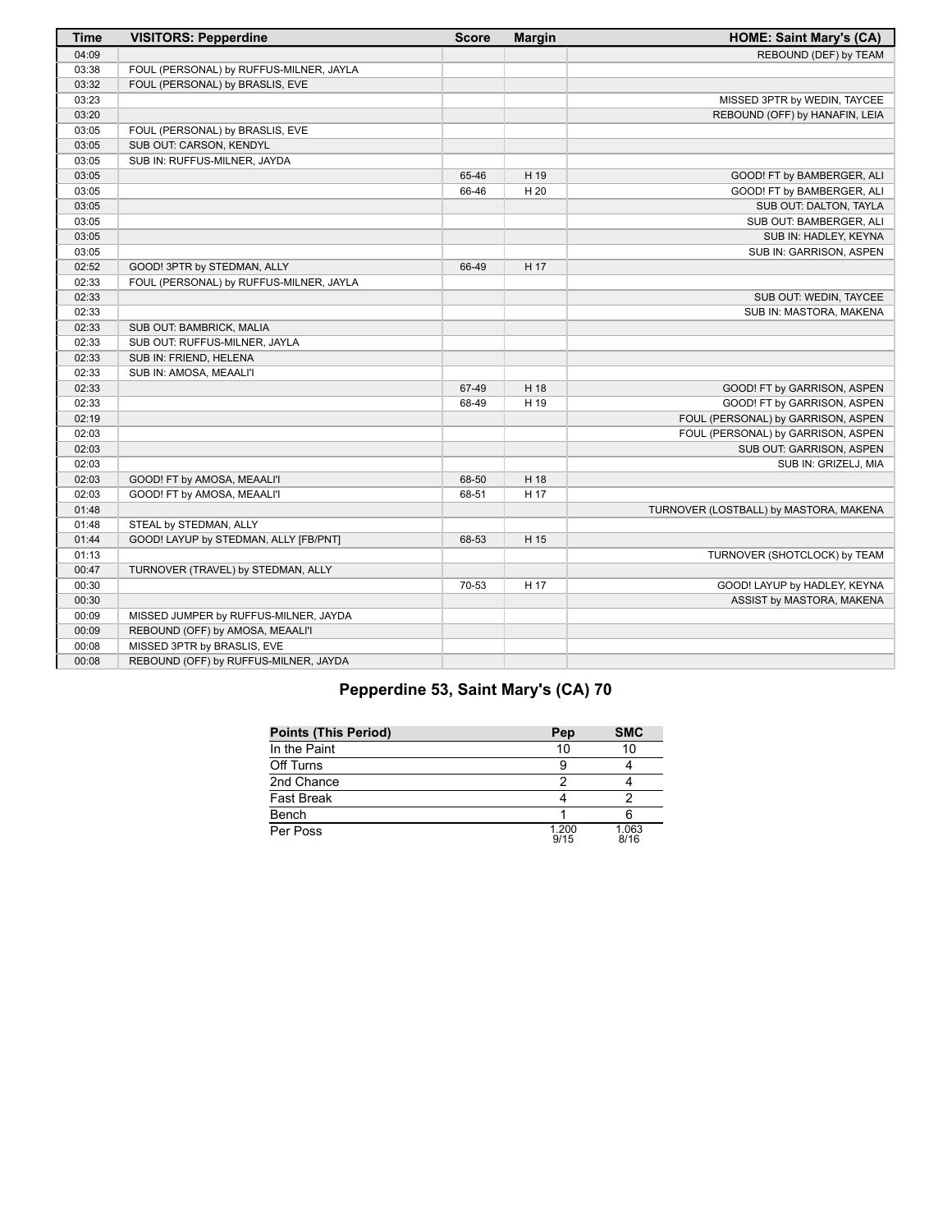| Time | VISITORS: Pepperdine | Score | Margin | HOME: Saint Mary's (CA) |
| --- | --- | --- | --- | --- |
| 04:09 | | | | REBOUND (DEF) by TEAM |
| 03:38 | FOUL (PERSONAL) by RUFFUS-MILNER, JAYLA | | | |
| 03:32 | FOUL (PERSONAL) by BRASLIS, EVE | | | |
| 03:23 | | | | MISSED 3PTR by WEDIN, TAYCEE |
| 03:20 | | | | REBOUND (OFF) by HANAFIN, LEIA |
| 03:05 | FOUL (PERSONAL) by BRASLIS, EVE | | | |
| 03:05 | SUB OUT: CARSON, KENDYL | | | |
| 03:05 | SUB IN: RUFFUS-MILNER, JAYDA | | | |
| 03:05 | | 65-46 | H 19 | GOOD! FT by BAMBERGER, ALI |
| 03:05 | | 66-46 | H 20 | GOOD! FT by BAMBERGER, ALI |
| 03:05 | | | | SUB OUT: DALTON, TAYLA |
| 03:05 | | | | SUB OUT: BAMBERGER, ALI |
| 03:05 | | | | SUB IN: HADLEY, KEYNA |
| 03:05 | | | | SUB IN: GARRISON, ASPEN |
| 02:52 | GOOD! 3PTR by STEDMAN, ALLY | 66-49 | H 17 | |
| 02:33 | FOUL (PERSONAL) by RUFFUS-MILNER, JAYLA | | | |
| 02:33 | | | | SUB OUT: WEDIN, TAYCEE |
| 02:33 | | | | SUB IN: MASTORA, MAKENA |
| 02:33 | SUB OUT: BAMBRICK, MALIA | | | |
| 02:33 | SUB OUT: RUFFUS-MILNER, JAYLA | | | |
| 02:33 | SUB IN: FRIEND, HELENA | | | |
| 02:33 | SUB IN: AMOSA, MEAALI'I | | | |
| 02:33 | | 67-49 | H 18 | GOOD! FT by GARRISON, ASPEN |
| 02:33 | | 68-49 | H 19 | GOOD! FT by GARRISON, ASPEN |
| 02:19 | | | | FOUL (PERSONAL) by GARRISON, ASPEN |
| 02:03 | | | | FOUL (PERSONAL) by GARRISON, ASPEN |
| 02:03 | | | | SUB OUT: GARRISON, ASPEN |
| 02:03 | | | | SUB IN: GRIZELJ, MIA |
| 02:03 | GOOD! FT by AMOSA, MEAALI'I | 68-50 | H 18 | |
| 02:03 | GOOD! FT by AMOSA, MEAALI'I | 68-51 | H 17 | |
| 01:48 | | | | TURNOVER (LOSTBALL) by MASTORA, MAKENA |
| 01:48 | STEAL by STEDMAN, ALLY | | | |
| 01:44 | GOOD! LAYUP by STEDMAN, ALLY [FB/PNT] | 68-53 | H 15 | |
| 01:13 | | | | TURNOVER (SHOTCLOCK) by TEAM |
| 00:47 | TURNOVER (TRAVEL) by STEDMAN, ALLY | | | |
| 00:30 | | 70-53 | H 17 | GOOD! LAYUP by HADLEY, KEYNA |
| 00:30 | | | | ASSIST by MASTORA, MAKENA |
| 00:09 | MISSED JUMPER by RUFFUS-MILNER, JAYDA | | | |
| 00:09 | REBOUND (OFF) by AMOSA, MEAALI'I | | | |
| 00:08 | MISSED 3PTR by BRASLIS, EVE | | | |
| 00:08 | REBOUND (OFF) by RUFFUS-MILNER, JAYDA | | | |

## Pepperdine 53, Saint Mary's (CA) 70

| Points (This Period) | Pep | SMC |
| --- | --- | --- |
| In the Paint | 10 | 10 |
| Off Turns | 9 | 4 |
| 2nd Chance | 2 | 4 |
| Fast Break | 4 | 2 |
| Bench | 1 | 6 |
| Per Poss | 1.200 9/15 | 1.063 8/16 |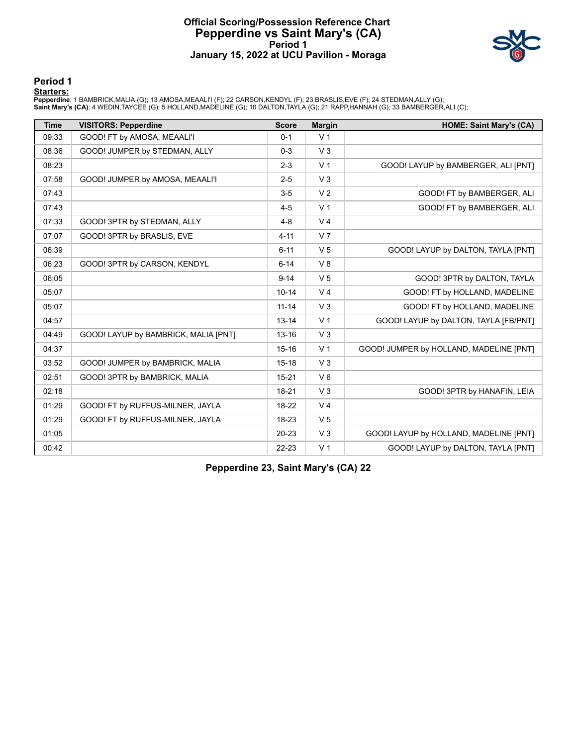# Official Scoring/Possession Reference Chart
# Pepperdine vs Saint Mary's (CA)
## Period 1
## January 15, 2022 at UCU Pavilion - Moraga

### Period 1

**Starters:**

**Pepperdine**: 1 BAMBRICK,MALIA (G); 13 AMOSA,MEAALI'I (F); 22 CARSON,KENDYL (F); 23 BRASLIS,EVE (F); 24 STEDMAN,ALLY (G);
**Saint Mary's (CA)**: 4 WEDIN,TAYCEE (G); 5 HOLLAND,MADELINE (G); 10 DALTON,TAYLA (G); 21 RAPP,HANNAH (G); 33 BAMBERGER,ALI (C);

| Time | VISITORS: Pepperdine | Score | Margin | HOME: Saint Mary's (CA) |
|---|---|---|---|---|
| 09:33 | GOOD! FT by AMOSA, MEAALI'I | 0-1 | V 1 | |
| 08:36 | GOOD! JUMPER by STEDMAN, ALLY | 0-3 | V 3 | |
| 08:23 | | 2-3 | V 1 | GOOD! LAYUP by BAMBERGER, ALI [PNT] |
| 07:58 | GOOD! JUMPER by AMOSA, MEAALI'I | 2-5 | V 3 | |
| 07:43 | | 3-5 | V 2 | GOOD! FT by BAMBERGER, ALI |
| 07:43 | | 4-5 | V 1 | GOOD! FT by BAMBERGER, ALI |
| 07:33 | GOOD! 3PTR by STEDMAN, ALLY | 4-8 | V 4 | |
| 07:07 | GOOD! 3PTR by BRASLIS, EVE | 4-11 | V 7 | |
| 06:39 | | 6-11 | V 5 | GOOD! LAYUP by DALTON, TAYLA [PNT] |
| 06:23 | GOOD! 3PTR by CARSON, KENDYL | 6-14 | V 8 | |
| 06:05 | | 9-14 | V 5 | GOOD! 3PTR by DALTON, TAYLA |
| 05:07 | | 10-14 | V 4 | GOOD! FT by HOLLAND, MADELINE |
| 05:07 | | 11-14 | V 3 | GOOD! FT by HOLLAND, MADELINE |
| 04:57 | | 13-14 | V 1 | GOOD! LAYUP by DALTON, TAYLA [FB/PNT] |
| 04:49 | GOOD! LAYUP by BAMBRICK, MALIA [PNT] | 13-16 | V 3 | |
| 04:37 | | 15-16 | V 1 | GOOD! JUMPER by HOLLAND, MADELINE [PNT] |
| 03:52 | GOOD! JUMPER by BAMBRICK, MALIA | 15-18 | V 3 | |
| 02:51 | GOOD! 3PTR by BAMBRICK, MALIA | 15-21 | V 6 | |
| 02:18 | | 18-21 | V 3 | GOOD! 3PTR by HANAFIN, LEIA |
| 01:29 | GOOD! FT by RUFFUS-MILNER, JAYLA | 18-22 | V 4 | |
| 01:29 | GOOD! FT by RUFFUS-MILNER, JAYLA | 18-23 | V 5 | |
| 01:05 | | 20-23 | V 3 | GOOD! LAYUP by HOLLAND, MADELINE [PNT] |
| 00:42 | | 22-23 | V 1 | GOOD! LAYUP by DALTON, TAYLA [PNT] |

**Pepperdine 23, Saint Mary's (CA) 22**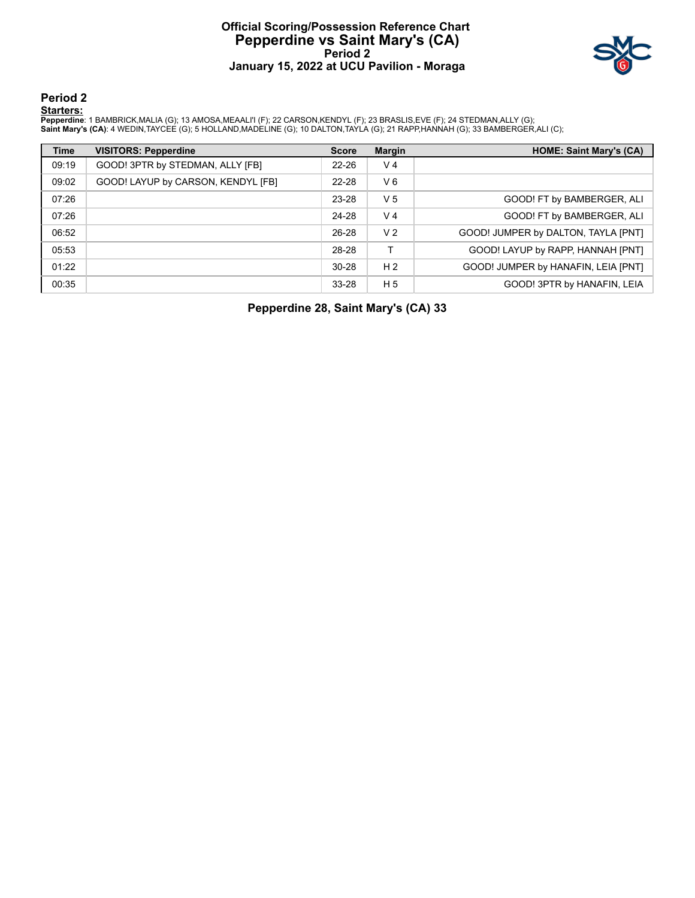# Official Scoring/Possession Reference Chart
# Pepperdine vs Saint Mary's (CA)
## Period 2
## January 15, 2022 at UCU Pavilion - Moraga

### Period 2

**Starters:**

**Pepperdine**: 1 BAMBRICK,MALIA (G); 13 AMOSA,MEAALI'I (F); 22 CARSON,KENDYL (F); 23 BRASLIS,EVE (F); 24 STEDMAN,ALLY (G);
**Saint Mary's (CA)**: 4 WEDIN,TAYCEE (G); 5 HOLLAND,MADELINE (G); 10 DALTON,TAYLA (G); 21 RAPP,HANNAH (G); 33 BAMBERGER,ALI (C);

| Time | VISITORS: Pepperdine | Score | Margin | HOME: Saint Mary's (CA) |
|---|---|---|---|---|
| 09:19 | GOOD! 3PTR by STEDMAN, ALLY [FB] | 22-26 | V 4 | |
| 09:02 | GOOD! LAYUP by CARSON, KENDYL [FB] | 22-28 | V 6 | |
| 07:26 | | 23-28 | V 5 | GOOD! FT by BAMBERGER, ALI |
| 07:26 | | 24-28 | V 4 | GOOD! FT by BAMBERGER, ALI |
| 06:52 | | 26-28 | V 2 | GOOD! JUMPER by DALTON, TAYLA [PNT] |
| 05:53 | | 28-28 | T | GOOD! LAYUP by RAPP, HANNAH [PNT] |
| 01:22 | | 30-28 | H 2 | GOOD! JUMPER by HANAFIN, LEIA [PNT] |
| 00:35 | | 33-28 | H 5 | GOOD! 3PTR by HANAFIN, LEIA |

**Pepperdine 28, Saint Mary's (CA) 33**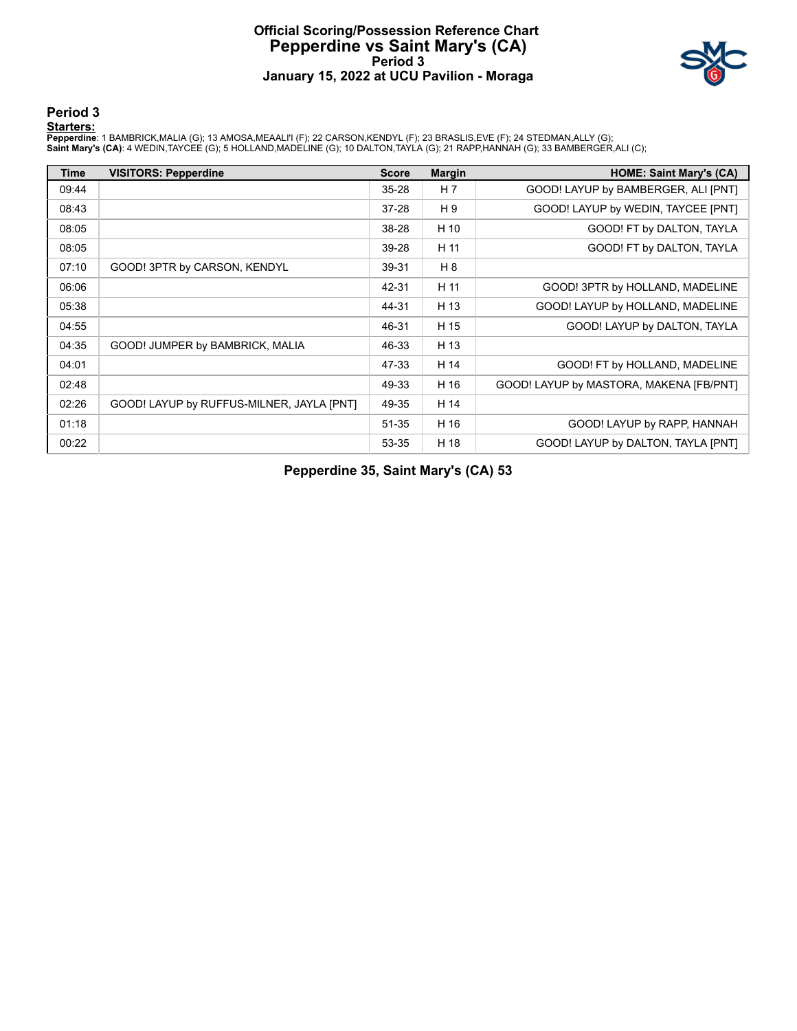# Official Scoring/Possession Reference Chart
## Pepperdine vs Saint Mary's (CA)
### Period 3
### January 15, 2022 at UCU Pavilion - Moraga

### Period 3

**Starters:**

**Pepperdine**: 1 BAMBRICK,MALIA (G); 13 AMOSA,MEAALI'I (F); 22 CARSON,KENDYL (F); 23 BRASLIS,EVE (F); 24 STEDMAN,ALLY (G);
**Saint Mary's (CA)**: 4 WEDIN,TAYCEE (G); 5 HOLLAND,MADELINE (G); 10 DALTON,TAYLA (G); 21 RAPP,HANNAH (G); 33 BAMBERGER,ALI (C);

| Time | VISITORS: Pepperdine | Score | Margin | HOME: Saint Mary's (CA) |
|---|---|---|---|---|
| 09:44 | | 35-28 | H 7 | GOOD! LAYUP by BAMBERGER, ALI [PNT] |
| 08:43 | | 37-28 | H 9 | GOOD! LAYUP by WEDIN, TAYCEE [PNT] |
| 08:05 | | 38-28 | H 10 | GOOD! FT by DALTON, TAYLA |
| 08:05 | | 39-28 | H 11 | GOOD! FT by DALTON, TAYLA |
| 07:10 | GOOD! 3PTR by CARSON, KENDYL | 39-31 | H 8 | |
| 06:06 | | 42-31 | H 11 | GOOD! 3PTR by HOLLAND, MADELINE |
| 05:38 | | 44-31 | H 13 | GOOD! LAYUP by HOLLAND, MADELINE |
| 04:55 | | 46-31 | H 15 | GOOD! LAYUP by DALTON, TAYLA |
| 04:35 | GOOD! JUMPER by BAMBRICK, MALIA | 46-33 | H 13 | |
| 04:01 | | 47-33 | H 14 | GOOD! FT by HOLLAND, MADELINE |
| 02:48 | | 49-33 | H 16 | GOOD! LAYUP by MASTORA, MAKENA [FB/PNT] |
| 02:26 | GOOD! LAYUP by RUFFUS-MILNER, JAYLA [PNT] | 49-35 | H 14 | |
| 01:18 | | 51-35 | H 16 | GOOD! LAYUP by RAPP, HANNAH |
| 00:22 | | 53-35 | H 18 | GOOD! LAYUP by DALTON, TAYLA [PNT] |

**Pepperdine 35, Saint Mary's (CA) 53**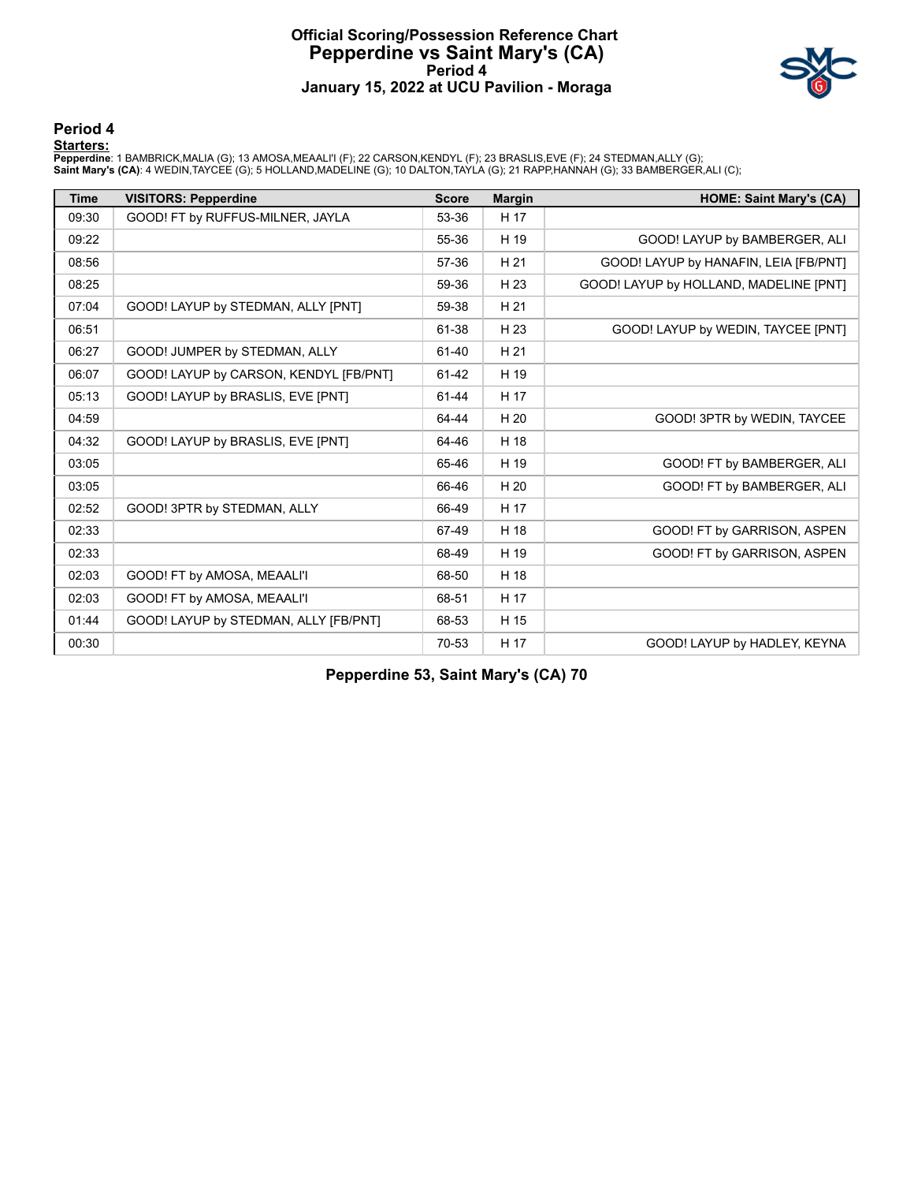# Official Scoring/Possession Reference Chart
## Pepperdine vs Saint Mary's (CA)
### Period 4
### January 15, 2022 at UCU Pavilion - Moraga

## Period 4

**Starters:**

**Pepperdine**: 1 BAMBRICK,MALIA (G); 13 AMOSA,MEAALI'I (F); 22 CARSON,KENDYL (F); 23 BRASLIS,EVE (F); 24 STEDMAN,ALLY (G);
**Saint Mary's (CA)**: 4 WEDIN,TAYCEE (G); 5 HOLLAND,MADELINE (G); 10 DALTON,TAYLA (G); 21 RAPP,HANNAH (G); 33 BAMBERGER,ALI (C);

| Time | VISITORS: Pepperdine | Score | Margin | HOME: Saint Mary's (CA) |
|---|---|---|---|---|
| 09:30 | GOOD! FT by RUFFUS-MILNER, JAYLA | 53-36 | H 17 | |
| 09:22 | | 55-36 | H 19 | GOOD! LAYUP by BAMBERGER, ALI |
| 08:56 | | 57-36 | H 21 | GOOD! LAYUP by HANAFIN, LEIA [FB/PNT] |
| 08:25 | | 59-36 | H 23 | GOOD! LAYUP by HOLLAND, MADELINE [PNT] |
| 07:04 | GOOD! LAYUP by STEDMAN, ALLY [PNT] | 59-38 | H 21 | |
| 06:51 | | 61-38 | H 23 | GOOD! LAYUP by WEDIN, TAYCEE [PNT] |
| 06:27 | GOOD! JUMPER by STEDMAN, ALLY | 61-40 | H 21 | |
| 06:07 | GOOD! LAYUP by CARSON, KENDYL [FB/PNT] | 61-42 | H 19 | |
| 05:13 | GOOD! LAYUP by BRASLIS, EVE [PNT] | 61-44 | H 17 | |
| 04:59 | | 64-44 | H 20 | GOOD! 3PTR by WEDIN, TAYCEE |
| 04:32 | GOOD! LAYUP by BRASLIS, EVE [PNT] | 64-46 | H 18 | |
| 03:05 | | 65-46 | H 19 | GOOD! FT by BAMBERGER, ALI |
| 03:05 | | 66-46 | H 20 | GOOD! FT by BAMBERGER, ALI |
| 02:52 | GOOD! 3PTR by STEDMAN, ALLY | 66-49 | H 17 | |
| 02:33 | | 67-49 | H 18 | GOOD! FT by GARRISON, ASPEN |
| 02:33 | | 68-49 | H 19 | GOOD! FT by GARRISON, ASPEN |
| 02:03 | GOOD! FT by AMOSA, MEAALI'I | 68-50 | H 18 | |
| 02:03 | GOOD! FT by AMOSA, MEAALI'I | 68-51 | H 17 | |
| 01:44 | GOOD! LAYUP by STEDMAN, ALLY [FB/PNT] | 68-53 | H 15 | |
| 00:30 | | 70-53 | H 17 | GOOD! LAYUP by HADLEY, KEYNA |

**Pepperdine 53, Saint Mary's (CA) 70**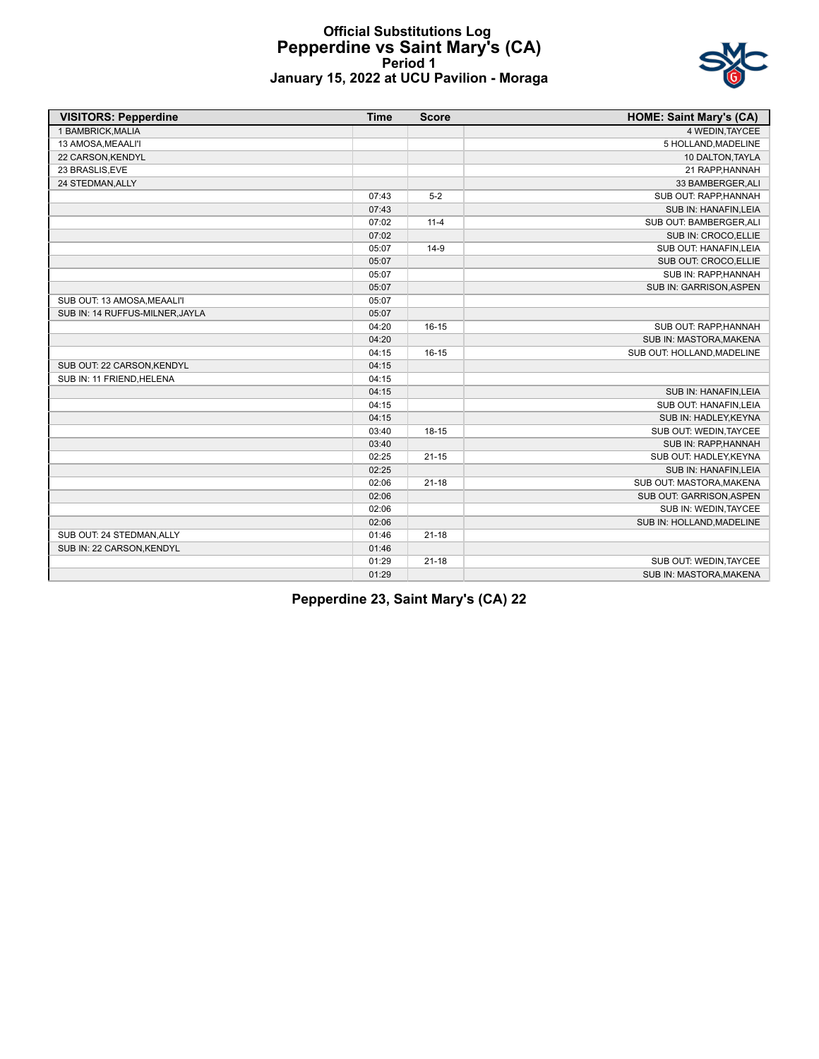# Official Substitutions Log
## Pepperdine vs Saint Mary's (CA)
### Period 1
### January 15, 2022 at UCU Pavilion - Moraga

| VISITORS: Pepperdine | Time | Score | HOME: Saint Mary's (CA) |
|---|---|---|---|
| 1 BAMBRICK,MALIA | | | 4 WEDIN,TAYCEE |
| 13 AMOSA,MEAALI'I | | | 5 HOLLAND,MADELINE |
| 22 CARSON,KENDYL | | | 10 DALTON,TAYLA |
| 23 BRASLIS,EVE | | | 21 RAPP,HANNAH |
| 24 STEDMAN,ALLY | | | 33 BAMBERGER,ALI |
| | 07:43 | 5-2 | SUB OUT: RAPP,HANNAH |
| | 07:43 | | SUB IN: HANAFIN,LEIA |
| | 07:02 | 11-4 | SUB OUT: BAMBERGER,ALI |
| | 07:02 | | SUB IN: CROCO,ELLIE |
| | 05:07 | 14-9 | SUB OUT: HANAFIN,LEIA |
| | 05:07 | | SUB OUT: CROCO,ELLIE |
| | 05:07 | | SUB IN: RAPP,HANNAH |
| | 05:07 | | SUB IN: GARRISON,ASPEN |
| SUB OUT: 13 AMOSA,MEAALI'I | 05:07 | | |
| SUB IN: 14 RUFFUS-MILNER,JAYLA | 05:07 | | |
| | 04:20 | 16-15 | SUB OUT: RAPP,HANNAH |
| | 04:20 | | SUB IN: MASTORA,MAKENA |
| | 04:15 | 16-15 | SUB OUT: HOLLAND,MADELINE |
| SUB OUT: 22 CARSON,KENDYL | 04:15 | | |
| SUB IN: 11 FRIEND,HELENA | 04:15 | | |
| | 04:15 | | SUB IN: HANAFIN,LEIA |
| | 04:15 | | SUB OUT: HANAFIN,LEIA |
| | 04:15 | | SUB IN: HADLEY,KEYNA |
| | 03:40 | 18-15 | SUB OUT: WEDIN,TAYCEE |
| | 03:40 | | SUB IN: RAPP,HANNAH |
| | 02:25 | 21-15 | SUB OUT: HADLEY,KEYNA |
| | 02:25 | | SUB IN: HANAFIN,LEIA |
| | 02:06 | 21-18 | SUB OUT: MASTORA,MAKENA |
| | 02:06 | | SUB OUT: GARRISON,ASPEN |
| | 02:06 | | SUB IN: WEDIN,TAYCEE |
| | 02:06 | | SUB IN: HOLLAND,MADELINE |
| SUB OUT: 24 STEDMAN,ALLY | 01:46 | 21-18 | |
| SUB IN: 22 CARSON,KENDYL | 01:46 | | |
| | 01:29 | 21-18 | SUB OUT: WEDIN,TAYCEE |
| | 01:29 | | SUB IN: MASTORA,MAKENA |

**Pepperdine 23, Saint Mary's (CA) 22**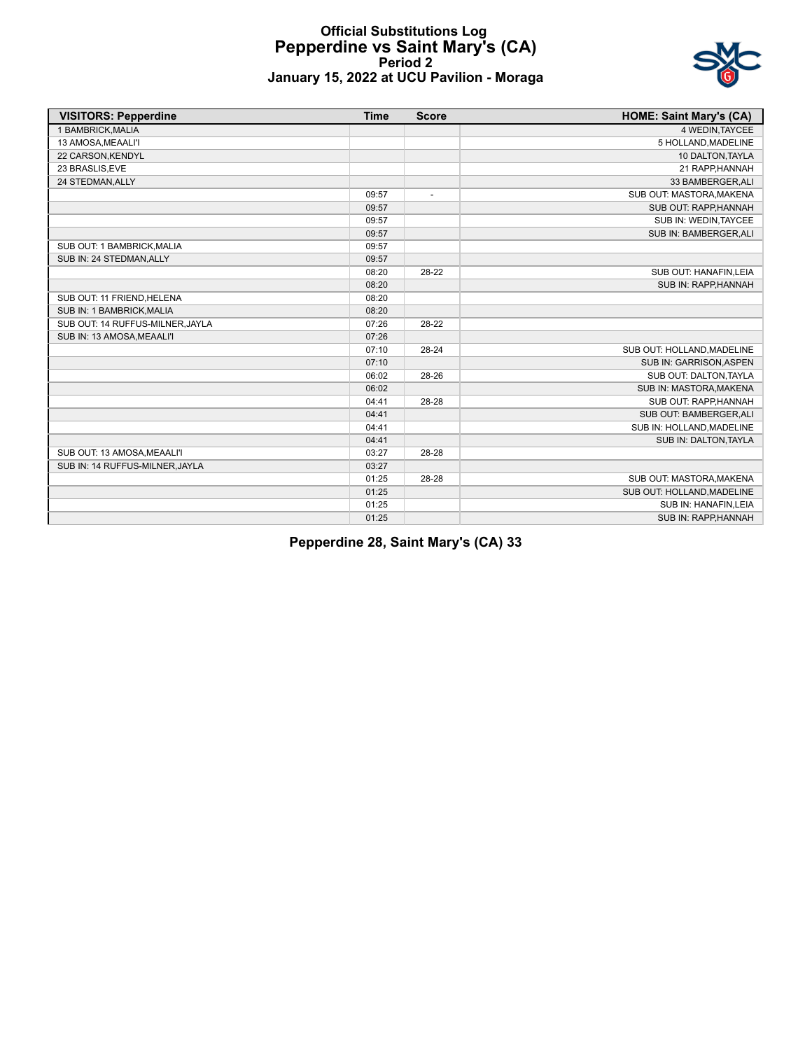# Official Substitutions Log
## Pepperdine vs Saint Mary's (CA)
### Period 2
### January 15, 2022 at UCU Pavilion - Moraga

| VISITORS: Pepperdine | Time | Score | HOME: Saint Mary's (CA) |
|---|---|---|---|
| 1 BAMBRICK,MALIA | | | 4 WEDIN,TAYCEE |
| 13 AMOSA,MEAALI'I | | | 5 HOLLAND,MADELINE |
| 22 CARSON,KENDYL | | | 10 DALTON,TAYLA |
| 23 BRASLIS,EVE | | | 21 RAPP,HANNAH |
| 24 STEDMAN,ALLY | | | 33 BAMBERGER,ALI |
| | 09:57 | - | SUB OUT: MASTORA,MAKENA |
| | 09:57 | | SUB OUT: RAPP,HANNAH |
| | 09:57 | | SUB IN: WEDIN,TAYCEE |
| | 09:57 | | SUB IN: BAMBERGER,ALI |
| SUB OUT: 1 BAMBRICK,MALIA | 09:57 | | |
| SUB IN: 24 STEDMAN,ALLY | 09:57 | | |
| | 08:20 | 28-22 | SUB OUT: HANAFIN,LEIA |
| | 08:20 | | SUB IN: RAPP,HANNAH |
| SUB OUT: 11 FRIEND,HELENA | 08:20 | | |
| SUB IN: 1 BAMBRICK,MALIA | 08:20 | | |
| SUB OUT: 14 RUFFUS-MILNER,JAYLA | 07:26 | 28-22 | |
| SUB IN: 13 AMOSA,MEAALI'I | 07:26 | | |
| | 07:10 | 28-24 | SUB OUT: HOLLAND,MADELINE |
| | 07:10 | | SUB IN: GARRISON,ASPEN |
| | 06:02 | 28-26 | SUB OUT: DALTON,TAYLA |
| | 06:02 | | SUB IN: MASTORA,MAKENA |
| | 04:41 | 28-28 | SUB OUT: RAPP,HANNAH |
| | 04:41 | | SUB OUT: BAMBERGER,ALI |
| | 04:41 | | SUB IN: HOLLAND,MADELINE |
| | 04:41 | | SUB IN: DALTON,TAYLA |
| SUB OUT: 13 AMOSA,MEAALI'I | 03:27 | 28-28 | |
| SUB IN: 14 RUFFUS-MILNER,JAYLA | 03:27 | | |
| | 01:25 | 28-28 | SUB OUT: MASTORA,MAKENA |
| | 01:25 | | SUB OUT: HOLLAND,MADELINE |
| | 01:25 | | SUB IN: HANAFIN,LEIA |
| | 01:25 | | SUB IN: RAPP,HANNAH |

**Pepperdine 28, Saint Mary's (CA) 33**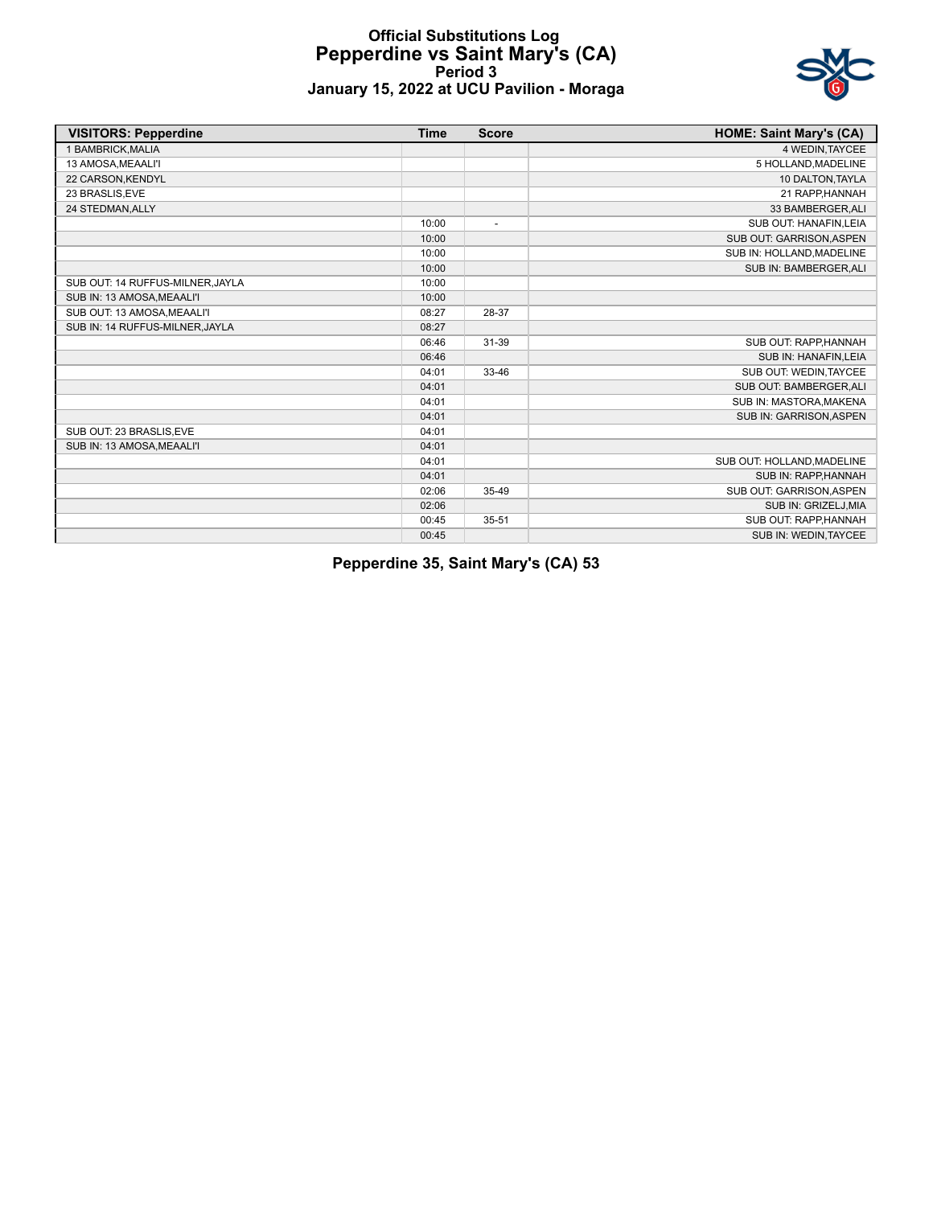# Official Substitutions Log
## Pepperdine vs Saint Mary's (CA)
### Period 3
### January 15, 2022 at UCU Pavilion - Moraga

| VISITORS: Pepperdine | Time | Score | HOME: Saint Mary's (CA) |
|---|---|---|---|
| 1 BAMBRICK,MALIA | | | 4 WEDIN,TAYCEE |
| 13 AMOSA,MEAALI'I | | | 5 HOLLAND,MADELINE |
| 22 CARSON,KENDYL | | | 10 DALTON,TAYLA |
| 23 BRASLIS,EVE | | | 21 RAPP,HANNAH |
| 24 STEDMAN,ALLY | | | 33 BAMBERGER,ALI |
| | 10:00 | - | SUB OUT: HANAFIN,LEIA |
| | 10:00 | | SUB OUT: GARRISON,ASPEN |
| | 10:00 | | SUB IN: HOLLAND,MADELINE |
| | 10:00 | | SUB IN: BAMBERGER,ALI |
| SUB OUT: 14 RUFFUS-MILNER,JAYLA | 10:00 | | |
| SUB IN: 13 AMOSA,MEAALI'I | 10:00 | | |
| SUB OUT: 13 AMOSA,MEAALI'I | 08:27 | 28-37 | |
| SUB IN: 14 RUFFUS-MILNER,JAYLA | 08:27 | | |
| | 06:46 | 31-39 | SUB OUT: RAPP,HANNAH |
| | 06:46 | | SUB IN: HANAFIN,LEIA |
| | 04:01 | 33-46 | SUB OUT: WEDIN,TAYCEE |
| | 04:01 | | SUB OUT: BAMBERGER,ALI |
| | 04:01 | | SUB IN: MASTORA,MAKENA |
| | 04:01 | | SUB IN: GARRISON,ASPEN |
| SUB OUT: 23 BRASLIS,EVE | 04:01 | | |
| SUB IN: 13 AMOSA,MEAALI'I | 04:01 | | |
| | 04:01 | | SUB OUT: HOLLAND,MADELINE |
| | 04:01 | | SUB IN: RAPP,HANNAH |
| | 02:06 | 35-49 | SUB OUT: GARRISON,ASPEN |
| | 02:06 | | SUB IN: GRIZELJ,MIA |
| | 00:45 | 35-51 | SUB OUT: RAPP,HANNAH |
| | 00:45 | | SUB IN: WEDIN,TAYCEE |

**Pepperdine 35, Saint Mary's (CA) 53**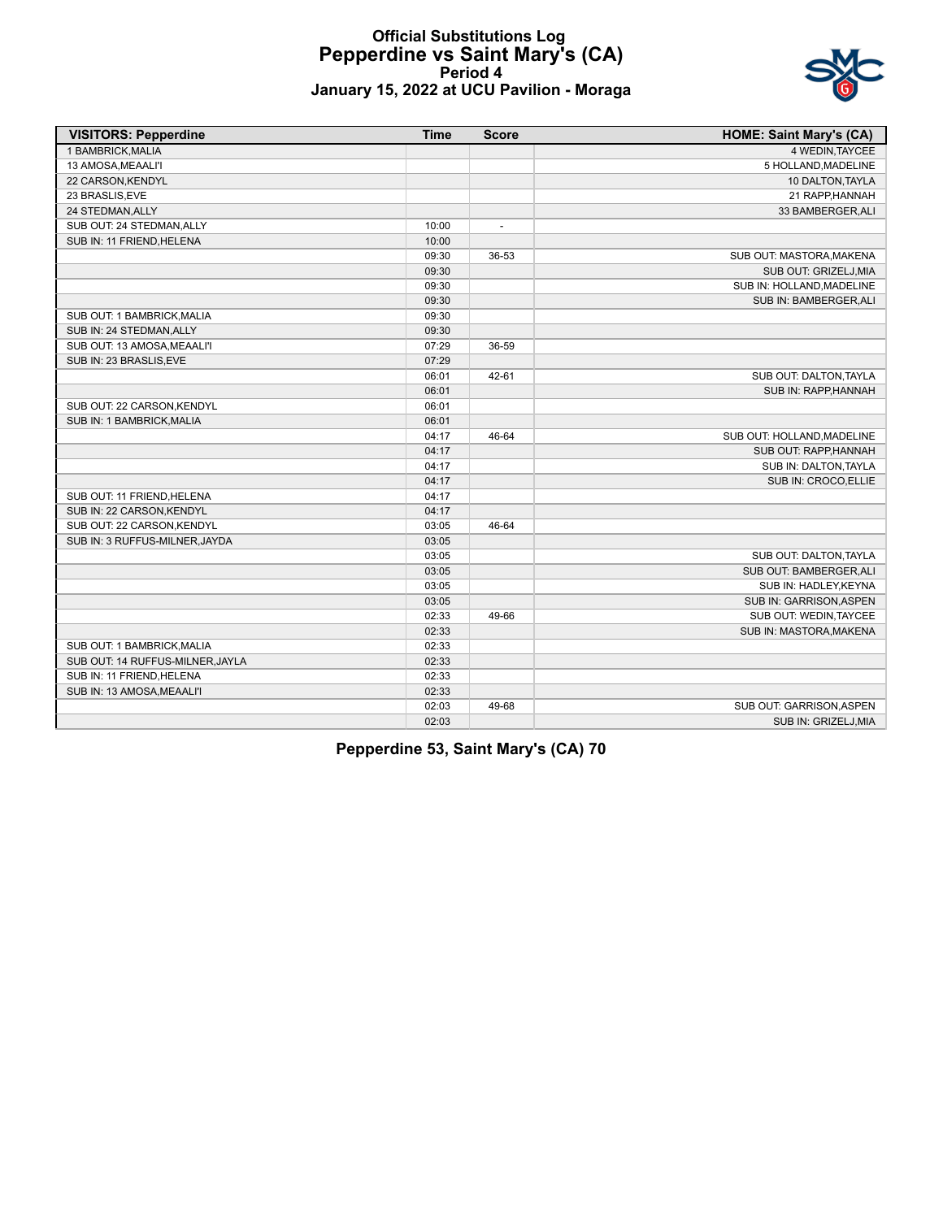# Official Substitutions Log
## Pepperdine vs Saint Mary's (CA)
### Period 4
### January 15, 2022 at UCU Pavilion - Moraga

| VISITORS: Pepperdine | Time | Score | HOME: Saint Mary's (CA) |
|---|---|---|---|
| 1 BAMBRICK,MALIA | | | 4 WEDIN,TAYCEE |
| 13 AMOSA,MEAALI'I | | | 5 HOLLAND,MADELINE |
| 22 CARSON,KENDYL | | | 10 DALTON,TAYLA |
| 23 BRASLIS,EVE | | | 21 RAPP,HANNAH |
| 24 STEDMAN,ALLY | | | 33 BAMBERGER,ALI |
| SUB OUT: 24 STEDMAN,ALLY | 10:00 | - | |
| SUB IN: 11 FRIEND,HELENA | 10:00 | | |
| | 09:30 | 36-53 | SUB OUT: MASTORA,MAKENA |
| | 09:30 | | SUB OUT: GRIZELJ,MIA |
| | 09:30 | | SUB IN: HOLLAND,MADELINE |
| | 09:30 | | SUB IN: BAMBERGER,ALI |
| SUB OUT: 1 BAMBRICK,MALIA | 09:30 | | |
| SUB IN: 24 STEDMAN,ALLY | 09:30 | | |
| SUB OUT: 13 AMOSA,MEAALI'I | 07:29 | 36-59 | |
| SUB IN: 23 BRASLIS,EVE | 07:29 | | |
| | 06:01 | 42-61 | SUB OUT: DALTON,TAYLA |
| | 06:01 | | SUB IN: RAPP,HANNAH |
| SUB OUT: 22 CARSON,KENDYL | 06:01 | | |
| SUB IN: 1 BAMBRICK,MALIA | 06:01 | | |
| | 04:17 | 46-64 | SUB OUT: HOLLAND,MADELINE |
| | 04:17 | | SUB OUT: RAPP,HANNAH |
| | 04:17 | | SUB IN: DALTON,TAYLA |
| | 04:17 | | SUB IN: CROCO,ELLIE |
| SUB OUT: 11 FRIEND,HELENA | 04:17 | | |
| SUB IN: 22 CARSON,KENDYL | 04:17 | | |
| SUB OUT: 22 CARSON,KENDYL | 03:05 | 46-64 | |
| SUB IN: 3 RUFFUS-MILNER,JAYDA | 03:05 | | |
| | 03:05 | | SUB OUT: DALTON,TAYLA |
| | 03:05 | | SUB OUT: BAMBERGER,ALI |
| | 03:05 | | SUB IN: HADLEY,KEYNA |
| | 03:05 | | SUB IN: GARRISON,ASPEN |
| | 02:33 | 49-66 | SUB OUT: WEDIN,TAYCEE |
| | 02:33 | | SUB IN: MASTORA,MAKENA |
| SUB OUT: 1 BAMBRICK,MALIA | 02:33 | | |
| SUB OUT: 14 RUFFUS-MILNER,JAYLA | 02:33 | | |
| SUB IN: 11 FRIEND,HELENA | 02:33 | | |
| SUB IN: 13 AMOSA,MEAALI'I | 02:33 | | |
| | 02:03 | 49-68 | SUB OUT: GARRISON,ASPEN |
| | 02:03 | | SUB IN: GRIZELJ,MIA |

**Pepperdine 53, Saint Mary's (CA) 70**